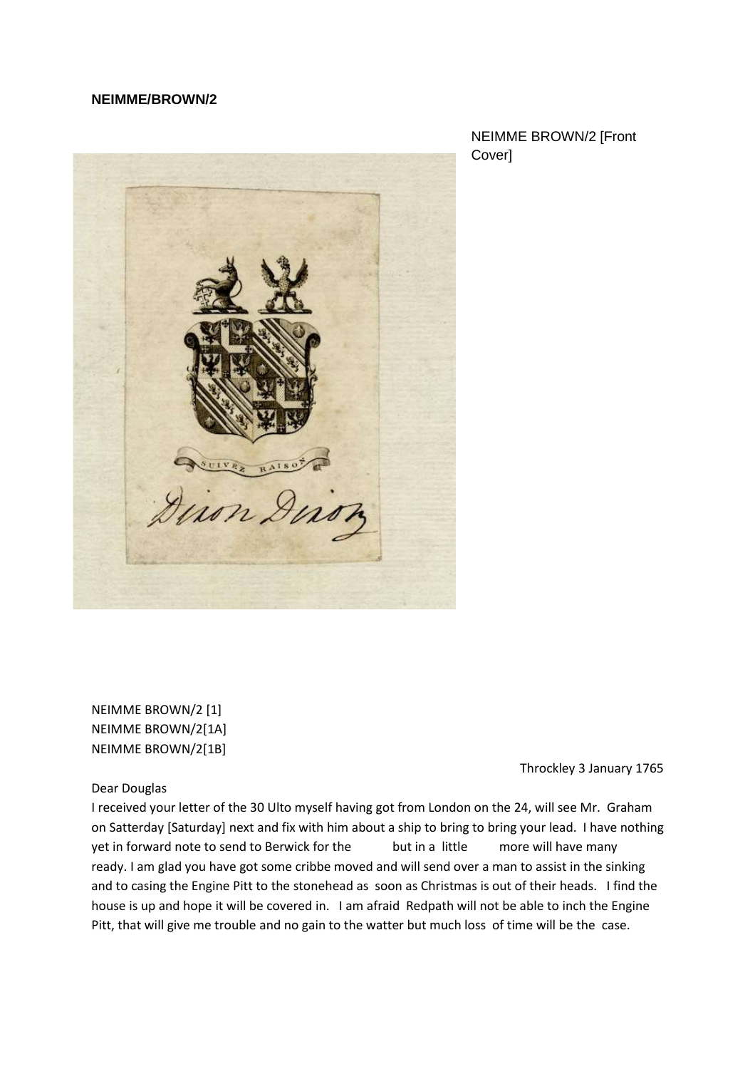**NEIMME/BROWN/2**

NEIMME BROWN/2 [Front Cover]

SUIVEZ RAISON

Dixon Dixon

NEIMME BROWN/2 [1]
NEIMME BROWN/2[1A]
NEIMME BROWN/2[1B]

Throckley 3 January 1765

Dear Douglas

I received your letter of the 30 Ulto myself having got from London on the 24, will see Mr. Graham on Satterday [Saturday] next and fix with him about a ship to bring to bring your lead. I have nothing yet in forward note to send to Berwick for the but in a little more will have many ready. I am glad you have got some cribbe moved and will send over a man to assist in the sinking and to casing the Engine Pitt to the stonehead as soon as Christmas is out of their heads. I find the house is up and hope it will be covered in. I am afraid Redpath will not be able to inch the Engine Pitt, that will give me trouble and no gain to the watter but much loss of time will be the case.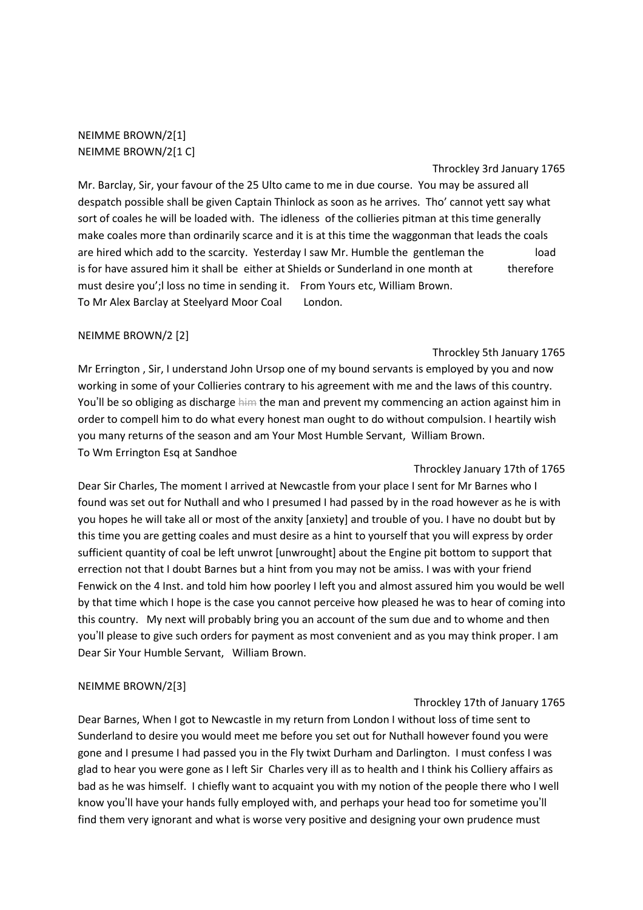NEIMME BROWN/2[1]
NEIMME BROWN/2[1 C]

Throckley 3rd January 1765

Mr. Barclay, Sir, your favour of the 25 Ulto came to me in due course. You may be assured all despatch possible shall be given Captain Thinlock as soon as he arrives. Tho' cannot yett say what sort of coales he will be loaded with. The idleness of the collieries pitman at this time generally make coales more than ordinarily scarce and it is at this time the waggonman that leads the coals are hired which add to the scarcity. Yesterday I saw Mr. Humble the gentleman the load is for have assured him it shall be either at Shields or Sunderland in one month at therefore must desire you';l loss no time in sending it. From Yours etc, William Brown.
To Mr Alex Barclay at Steelyard Moor Coal London.

NEIMME BROWN/2 [2]

Throckley 5th January 1765

Mr Errington , Sir, I understand John Ursop one of my bound servants is employed by you and now working in some of your Collieries contrary to his agreement with me and the laws of this country. You'll be so obliging as discharge ~~him~~ the man and prevent my commencing an action against him in order to compell him to do what every honest man ought to do without compulsion. I heartily wish you many returns of the season and am Your Most Humble Servant, William Brown.
To Wm Errington Esq at Sandhoe

Throckley January 17th of 1765

Dear Sir Charles, The moment I arrived at Newcastle from your place I sent for Mr Barnes who I found was set out for Nuthall and who I presumed I had passed by in the road however as he is with you hopes he will take all or most of the anxity [anxiety] and trouble of you. I have no doubt but by this time you are getting coales and must desire as a hint to yourself that you will express by order sufficient quantity of coal be left unwrot [unwrought] about the Engine pit bottom to support that errection not that I doubt Barnes but a hint from you may not be amiss. I was with your friend Fenwick on the 4 Inst. and told him how poorley I left you and almost assured him you would be well by that time which I hope is the case you cannot perceive how pleased he was to hear of coming into this country. My next will probably bring you an account of the sum due and to whome and then you'll please to give such orders for payment as most convenient and as you may think proper. I am Dear Sir Your Humble Servant, William Brown.

NEIMME BROWN/2[3]

Throckley 17th of January 1765

Dear Barnes, When I got to Newcastle in my return from London I without loss of time sent to Sunderland to desire you would meet me before you set out for Nuthall however found you were gone and I presume I had passed you in the Fly twixt Durham and Darlington. I must confess I was glad to hear you were gone as I left Sir Charles very ill as to health and I think his Colliery affairs as bad as he was himself. I chiefly want to acquaint you with my notion of the people there who I well know you'll have your hands fully employed with, and perhaps your head too for sometime you'll find them very ignorant and what is worse very positive and designing your own prudence must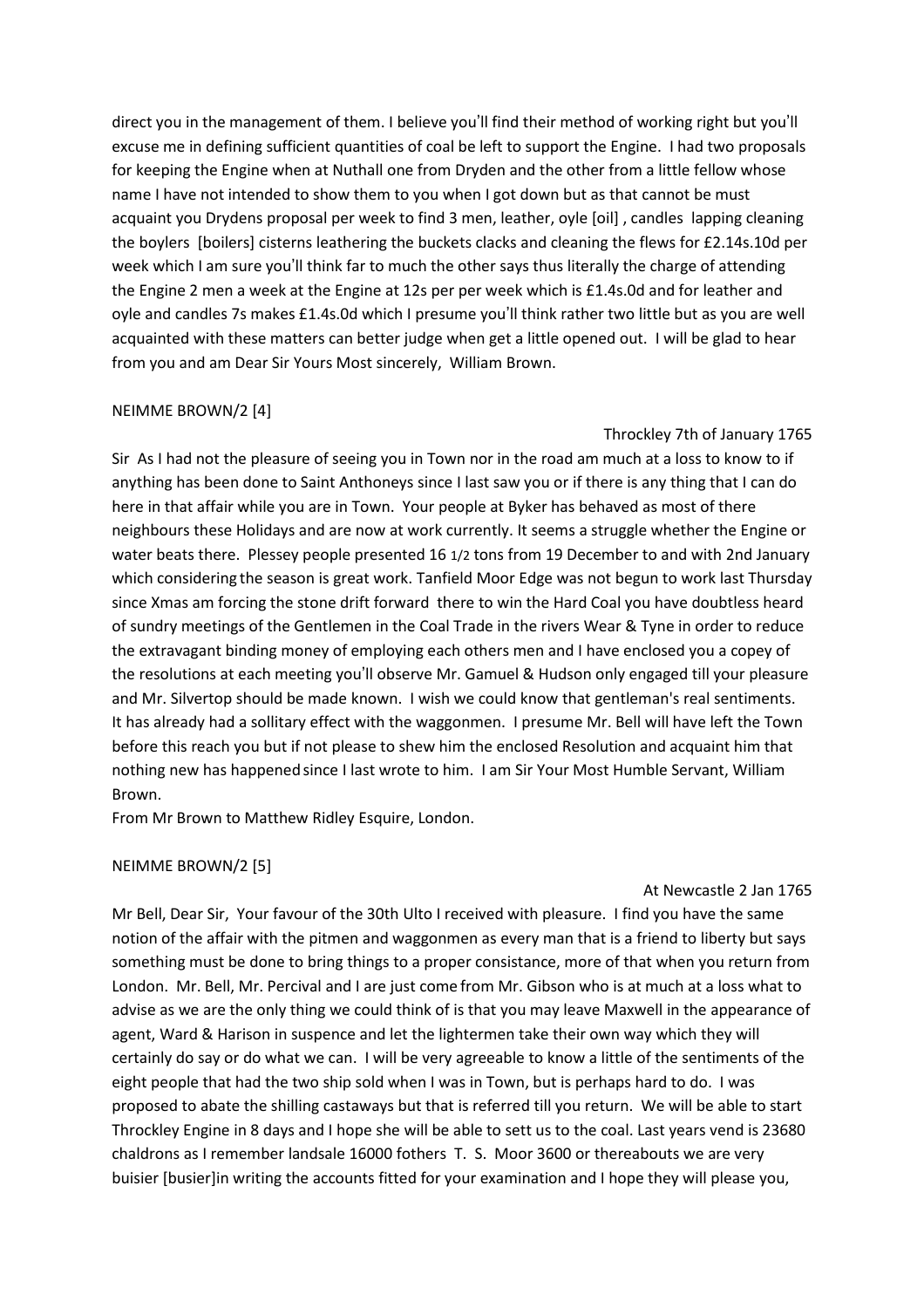direct you in the management of them. I believe you'll find their method of working right but you'll excuse me in defining sufficient quantities of coal be left to support the Engine. I had two proposals for keeping the Engine when at Nuthall one from Dryden and the other from a little fellow whose name I have not intended to show them to you when I got down but as that cannot be must acquaint you Drydens proposal per week to find 3 men, leather, oyle [oil] , candles lapping cleaning the boylers [boilers] cisterns leathering the buckets clacks and cleaning the flews for £2.14s.10d per week which I am sure you'll think far to much the other says thus literally the charge of attending the Engine 2 men a week at the Engine at 12s per per week which is £1.4s.0d and for leather and oyle and candles 7s makes £1.4s.0d which I presume you'll think rather two little but as you are well acquainted with these matters can better judge when get a little opened out. I will be glad to hear from you and am Dear Sir Yours Most sincerely, William Brown.

NEIMME BROWN/2 [4]

Throckley 7th of January 1765

Sir As I had not the pleasure of seeing you in Town nor in the road am much at a loss to know to if anything has been done to Saint Anthoneys since I last saw you or if there is any thing that I can do here in that affair while you are in Town. Your people at Byker has behaved as most of there neighbours these Holidays and are now at work currently. It seems a struggle whether the Engine or water beats there. Plessey people presented 16 1/2 tons from 19 December to and with 2nd January which considering the season is great work. Tanfield Moor Edge was not begun to work last Thursday since Xmas am forcing the stone drift forward there to win the Hard Coal you have doubtless heard of sundry meetings of the Gentlemen in the Coal Trade in the rivers Wear & Tyne in order to reduce the extravagant binding money of employing each others men and I have enclosed you a copey of the resolutions at each meeting you'll observe Mr. Gamuel & Hudson only engaged till your pleasure and Mr. Silvertop should be made known. I wish we could know that gentleman's real sentiments. It has already had a sollitary effect with the waggonmen. I presume Mr. Bell will have left the Town before this reach you but if not please to shew him the enclosed Resolution and acquaint him that nothing new has happened since I last wrote to him. I am Sir Your Most Humble Servant, William Brown.

From Mr Brown to Matthew Ridley Esquire, London.

NEIMME BROWN/2 [5]

At Newcastle 2 Jan 1765

Mr Bell, Dear Sir, Your favour of the 30th Ulto I received with pleasure. I find you have the same notion of the affair with the pitmen and waggonmen as every man that is a friend to liberty but says something must be done to bring things to a proper consistance, more of that when you return from London. Mr. Bell, Mr. Percival and I are just come from Mr. Gibson who is at much at a loss what to advise as we are the only thing we could think of is that you may leave Maxwell in the appearance of agent, Ward & Harison in suspence and let the lightermen take their own way which they will certainly do say or do what we can. I will be very agreeable to know a little of the sentiments of the eight people that had the two ship sold when I was in Town, but is perhaps hard to do. I was proposed to abate the shilling castaways but that is referred till you return. We will be able to start Throckley Engine in 8 days and I hope she will be able to sett us to the coal. Last years vend is 23680 chaldrons as I remember landsale 16000 fothers T. S. Moor 3600 or thereabouts we are very buisier [busier]in writing the accounts fitted for your examination and I hope they will please you,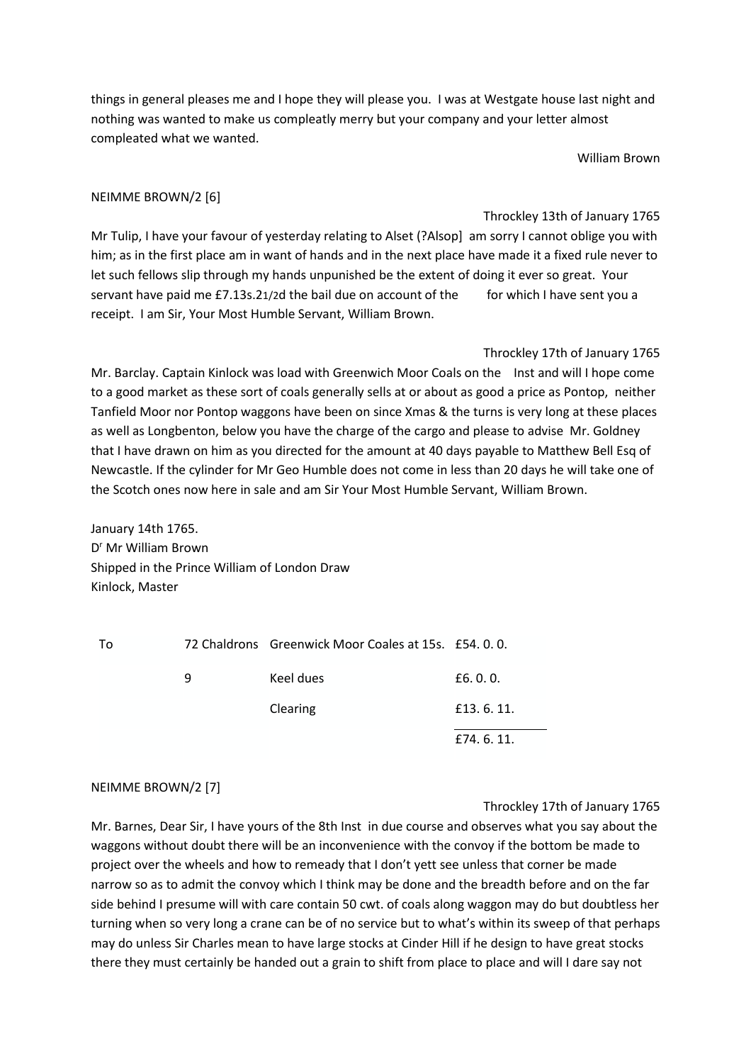things in general pleases me and I hope they will please you. I was at Westgate house last night and nothing was wanted to make us compleatly merry but your company and your letter almost compleated what we wanted.

William Brown

NEIMME BROWN/2 [6]

Throckley 13th of January 1765

Mr Tulip, I have your favour of yesterday relating to Alset (?Alsop] am sorry I cannot oblige you with him; as in the first place am in want of hands and in the next place have made it a fixed rule never to let such fellows slip through my hands unpunished be the extent of doing it ever so great. Your servant have paid me £7.13s.21/2d the bail due on account of the for which I have sent you a receipt. I am Sir, Your Most Humble Servant, William Brown.

Throckley 17th of January 1765

Mr. Barclay. Captain Kinlock was load with Greenwich Moor Coals on the Inst and will I hope come to a good market as these sort of coals generally sells at or about as good a price as Pontop, neither Tanfield Moor nor Pontop waggons have been on since Xmas & the turns is very long at these places as well as Longbenton, below you have the charge of the cargo and please to advise Mr. Goldney that I have drawn on him as you directed for the amount at 40 days payable to Matthew Bell Esq of Newcastle. If the cylinder for Mr Geo Humble does not come in less than 20 days he will take one of the Scotch ones now here in sale and am Sir Your Most Humble Servant, William Brown.

January 14th 1765.
Dr Mr William Brown
Shipped in the Prince William of London Draw
Kinlock, Master

| | | | |
|---|---|---|---|
| To | 72 Chaldrons | Greenwick Moor Coales at 15s. | £54. 0. 0. |
| | 9 | Keel dues | £6. 0. 0. |
| | | Clearing | £13. 6. 11. |
| | | | £74. 6. 11. |

NEIMME BROWN/2 [7]

Throckley 17th of January 1765

Mr. Barnes, Dear Sir, I have yours of the 8th Inst in due course and observes what you say about the waggons without doubt there will be an inconvenience with the convoy if the bottom be made to project over the wheels and how to remeady that I don't yett see unless that corner be made narrow so as to admit the convoy which I think may be done and the breadth before and on the far side behind I presume will with care contain 50 cwt. of coals along waggon may do but doubtless her turning when so very long a crane can be of no service but to what's within its sweep of that perhaps may do unless Sir Charles mean to have large stocks at Cinder Hill if he design to have great stocks there they must certainly be handed out a grain to shift from place to place and will I dare say not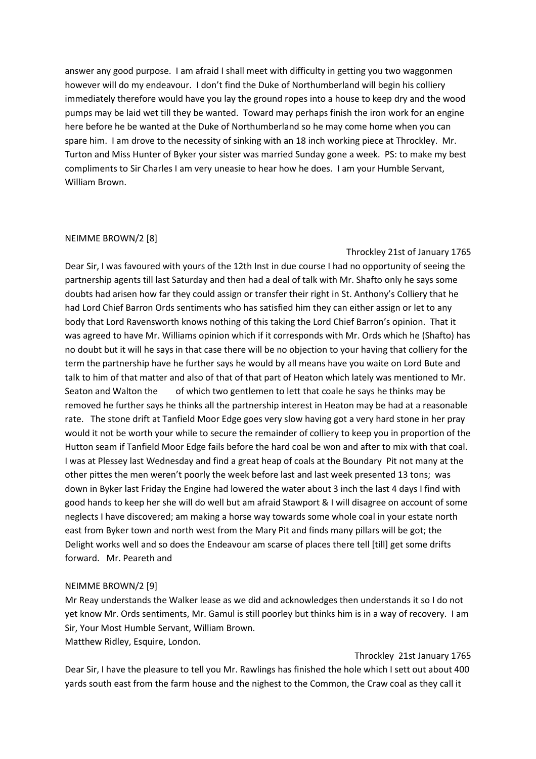answer any good purpose. I am afraid I shall meet with difficulty in getting you two waggonmen however will do my endeavour. I don't find the Duke of Northumberland will begin his colliery immediately therefore would have you lay the ground ropes into a house to keep dry and the wood pumps may be laid wet till they be wanted. Toward may perhaps finish the iron work for an engine here before he be wanted at the Duke of Northumberland so he may come home when you can spare him. I am drove to the necessity of sinking with an 18 inch working piece at Throckley. Mr. Turton and Miss Hunter of Byker your sister was married Sunday gone a week. PS: to make my best compliments to Sir Charles I am very uneasie to hear how he does. I am your Humble Servant, William Brown.

NEIMME BROWN/2 [8]

Throckley 21st of January 1765

Dear Sir, I was favoured with yours of the 12th Inst in due course I had no opportunity of seeing the partnership agents till last Saturday and then had a deal of talk with Mr. Shafto only he says some doubts had arisen how far they could assign or transfer their right in St. Anthony's Colliery that he had Lord Chief Barron Ords sentiments who has satisfied him they can either assign or let to any body that Lord Ravensworth knows nothing of this taking the Lord Chief Barron's opinion. That it was agreed to have Mr. Williams opinion which if it corresponds with Mr. Ords which he (Shafto) has no doubt but it will he says in that case there will be no objection to your having that colliery for the term the partnership have he further says he would by all means have you waite on Lord Bute and talk to him of that matter and also of that of that part of Heaton which lately was mentioned to Mr. Seaton and Walton the of which two gentlemen to lett that coale he says he thinks may be removed he further says he thinks all the partnership interest in Heaton may be had at a reasonable rate. The stone drift at Tanfield Moor Edge goes very slow having got a very hard stone in her pray would it not be worth your while to secure the remainder of colliery to keep you in proportion of the Hutton seam if Tanfield Moor Edge fails before the hard coal be won and after to mix with that coal. I was at Plessey last Wednesday and find a great heap of coals at the Boundary Pit not many at the other pittes the men weren't poorly the week before last and last week presented 13 tons; was down in Byker last Friday the Engine had lowered the water about 3 inch the last 4 days I find with good hands to keep her she will do well but am afraid Stawport & I will disagree on account of some neglects I have discovered; am making a horse way towards some whole coal in your estate north east from Byker town and north west from the Mary Pit and finds many pillars will be got; the Delight works well and so does the Endeavour am scarse of places there tell [till] get some drifts forward. Mr. Peareth and

NEIMME BROWN/2 [9]

Mr Reay understands the Walker lease as we did and acknowledges then understands it so I do not yet know Mr. Ords sentiments, Mr. Gamul is still poorley but thinks him is in a way of recovery. I am Sir, Your Most Humble Servant, William Brown.
Matthew Ridley, Esquire, London.

Throckley 21st January 1765

Dear Sir, I have the pleasure to tell you Mr. Rawlings has finished the hole which I sett out about 400 yards south east from the farm house and the nighest to the Common, the Craw coal as they call it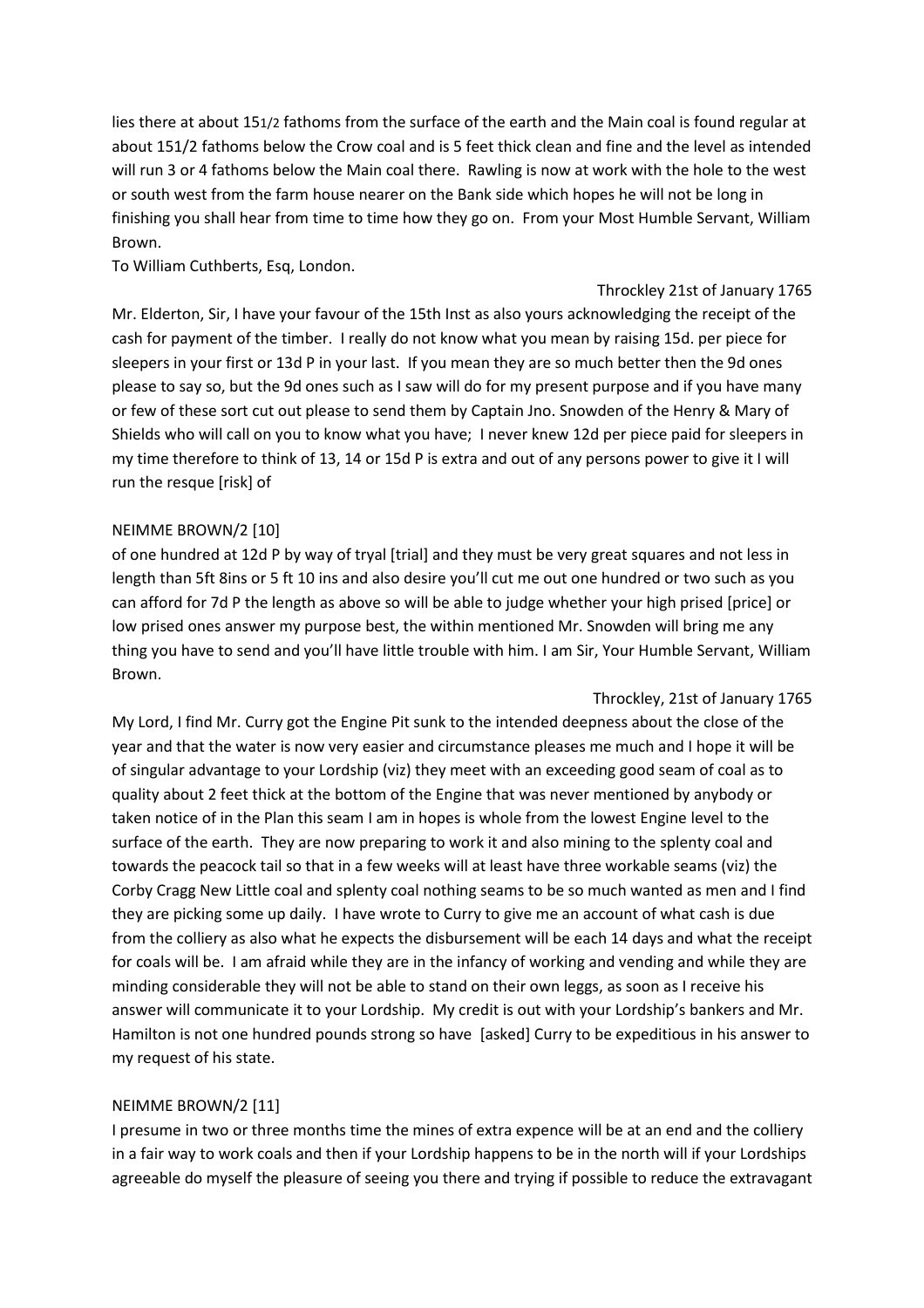lies there at about 15 1/2 fathoms from the surface of the earth and the Main coal is found regular at about 151/2 fathoms below the Crow coal and is 5 feet thick clean and fine and the level as intended will run 3 or 4 fathoms below the Main coal there. Rawling is now at work with the hole to the west or south west from the farm house nearer on the Bank side which hopes he will not be long in finishing you shall hear from time to time how they go on. From your Most Humble Servant, William Brown.

To William Cuthberts, Esq, London.

Throckley 21st of January 1765

Mr. Elderton, Sir, I have your favour of the 15th Inst as also yours acknowledging the receipt of the cash for payment of the timber. I really do not know what you mean by raising 15d. per piece for sleepers in your first or 13d P in your last. If you mean they are so much better then the 9d ones please to say so, but the 9d ones such as I saw will do for my present purpose and if you have many or few of these sort cut out please to send them by Captain Jno. Snowden of the Henry & Mary of Shields who will call on you to know what you have; I never knew 12d per piece paid for sleepers in my time therefore to think of 13, 14 or 15d P is extra and out of any persons power to give it I will run the resque [risk] of

NEIMME BROWN/2 [10]

of one hundred at 12d P by way of tryal [trial] and they must be very great squares and not less in length than 5ft 8ins or 5 ft 10 ins and also desire you'll cut me out one hundred or two such as you can afford for 7d P the length as above so will be able to judge whether your high prised [price] or low prised ones answer my purpose best, the within mentioned Mr. Snowden will bring me any thing you have to send and you'll have little trouble with him. I am Sir, Your Humble Servant, William Brown.

Throckley, 21st of January 1765

My Lord, I find Mr. Curry got the Engine Pit sunk to the intended deepness about the close of the year and that the water is now very easier and circumstance pleases me much and I hope it will be of singular advantage to your Lordship (viz) they meet with an exceeding good seam of coal as to quality about 2 feet thick at the bottom of the Engine that was never mentioned by anybody or taken notice of in the Plan this seam I am in hopes is whole from the lowest Engine level to the surface of the earth. They are now preparing to work it and also mining to the splenty coal and towards the peacock tail so that in a few weeks will at least have three workable seams (viz) the Corby Cragg New Little coal and splenty coal nothing seams to be so much wanted as men and I find they are picking some up daily. I have wrote to Curry to give me an account of what cash is due from the colliery as also what he expects the disbursement will be each 14 days and what the receipt for coals will be. I am afraid while they are in the infancy of working and vending and while they are minding considerable they will not be able to stand on their own leggs, as soon as I receive his answer will communicate it to your Lordship. My credit is out with your Lordship's bankers and Mr. Hamilton is not one hundred pounds strong so have [asked] Curry to be expeditious in his answer to my request of his state.

NEIMME BROWN/2 [11]

I presume in two or three months time the mines of extra expence will be at an end and the colliery in a fair way to work coals and then if your Lordship happens to be in the north will if your Lordships agreeable do myself the pleasure of seeing you there and trying if possible to reduce the extravagant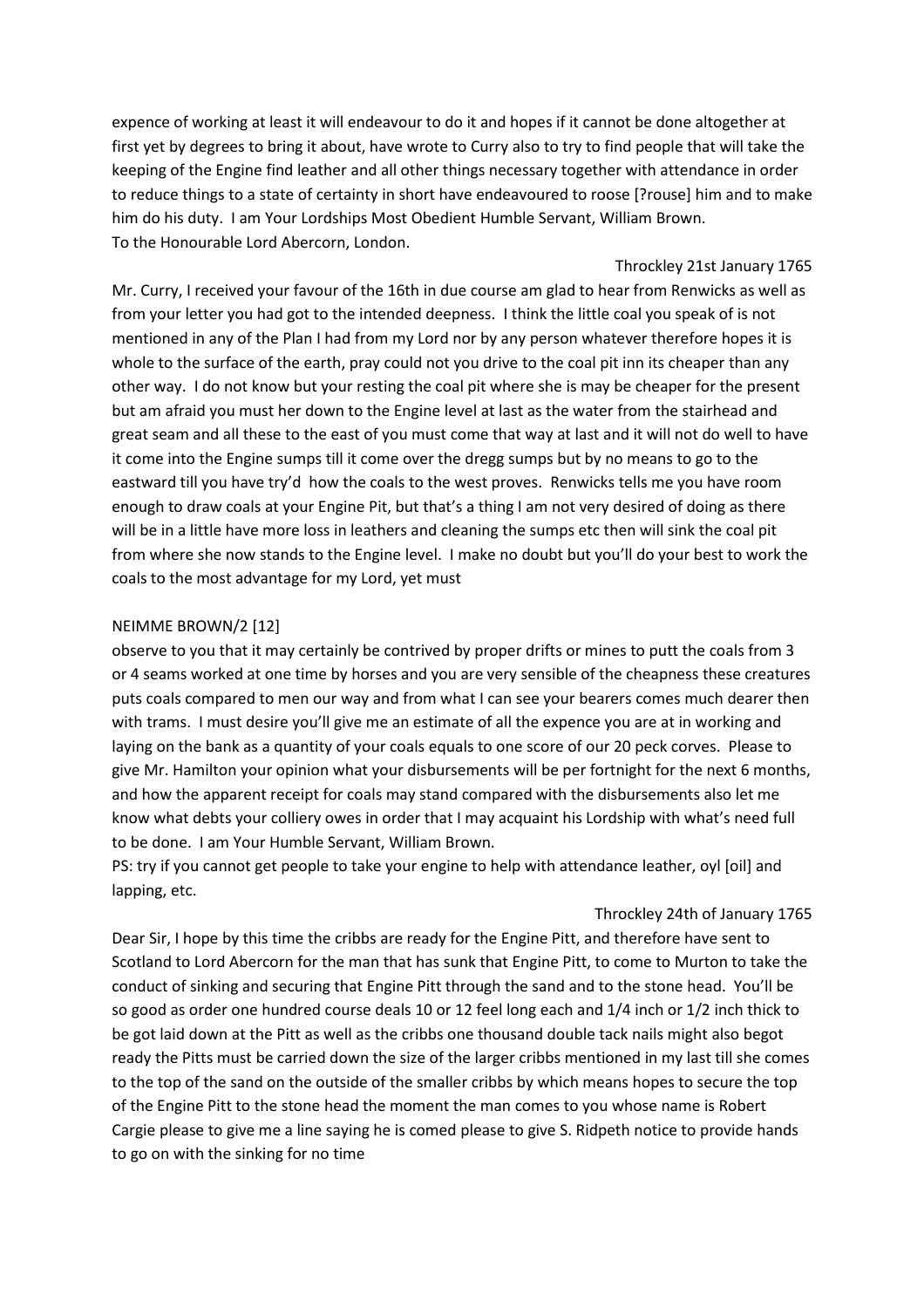expence of working at least it will endeavour to do it and hopes if it cannot be done altogether at first yet by degrees to bring it about, have wrote to Curry also to try to find people that will take the keeping of the Engine find leather and all other things necessary together with attendance in order to reduce things to a state of certainty in short have endeavoured to roose [?rouse] him and to make him do his duty. I am Your Lordships Most Obedient Humble Servant, William Brown.
To the Honourable Lord Abercorn, London.

Throckley 21st January 1765

Mr. Curry, I received your favour of the 16th in due course am glad to hear from Renwicks as well as from your letter you had got to the intended deepness. I think the little coal you speak of is not mentioned in any of the Plan I had from my Lord nor by any person whatever therefore hopes it is whole to the surface of the earth, pray could not you drive to the coal pit inn its cheaper than any other way. I do not know but your resting the coal pit where she is may be cheaper for the present but am afraid you must her down to the Engine level at last as the water from the stairhead and great seam and all these to the east of you must come that way at last and it will not do well to have it come into the Engine sumps till it come over the dregg sumps but by no means to go to the eastward till you have try'd how the coals to the west proves. Renwicks tells me you have room enough to draw coals at your Engine Pit, but that's a thing I am not very desired of doing as there will be in a little have more loss in leathers and cleaning the sumps etc then will sink the coal pit from where she now stands to the Engine level. I make no doubt but you'll do your best to work the coals to the most advantage for my Lord, yet must

NEIMME BROWN/2 [12]

observe to you that it may certainly be contrived by proper drifts or mines to putt the coals from 3 or 4 seams worked at one time by horses and you are very sensible of the cheapness these creatures puts coals compared to men our way and from what I can see your bearers comes much dearer then with trams. I must desire you'll give me an estimate of all the expence you are at in working and laying on the bank as a quantity of your coals equals to one score of our 20 peck corves. Please to give Mr. Hamilton your opinion what your disbursements will be per fortnight for the next 6 months, and how the apparent receipt for coals may stand compared with the disbursements also let me know what debts your colliery owes in order that I may acquaint his Lordship with what's need full to be done. I am Your Humble Servant, William Brown.
PS: try if you cannot get people to take your engine to help with attendance leather, oyl [oil] and lapping, etc.

Throckley 24th of January 1765

Dear Sir, I hope by this time the cribbs are ready for the Engine Pitt, and therefore have sent to Scotland to Lord Abercorn for the man that has sunk that Engine Pitt, to come to Murton to take the conduct of sinking and securing that Engine Pitt through the sand and to the stone head. You'll be so good as order one hundred course deals 10 or 12 feel long each and 1/4 inch or 1/2 inch thick to be got laid down at the Pitt as well as the cribbs one thousand double tack nails might also begot ready the Pitts must be carried down the size of the larger cribbs mentioned in my last till she comes to the top of the sand on the outside of the smaller cribbs by which means hopes to secure the top of the Engine Pitt to the stone head the moment the man comes to you whose name is Robert Cargie please to give me a line saying he is comed please to give S. Ridpeth notice to provide hands to go on with the sinking for no time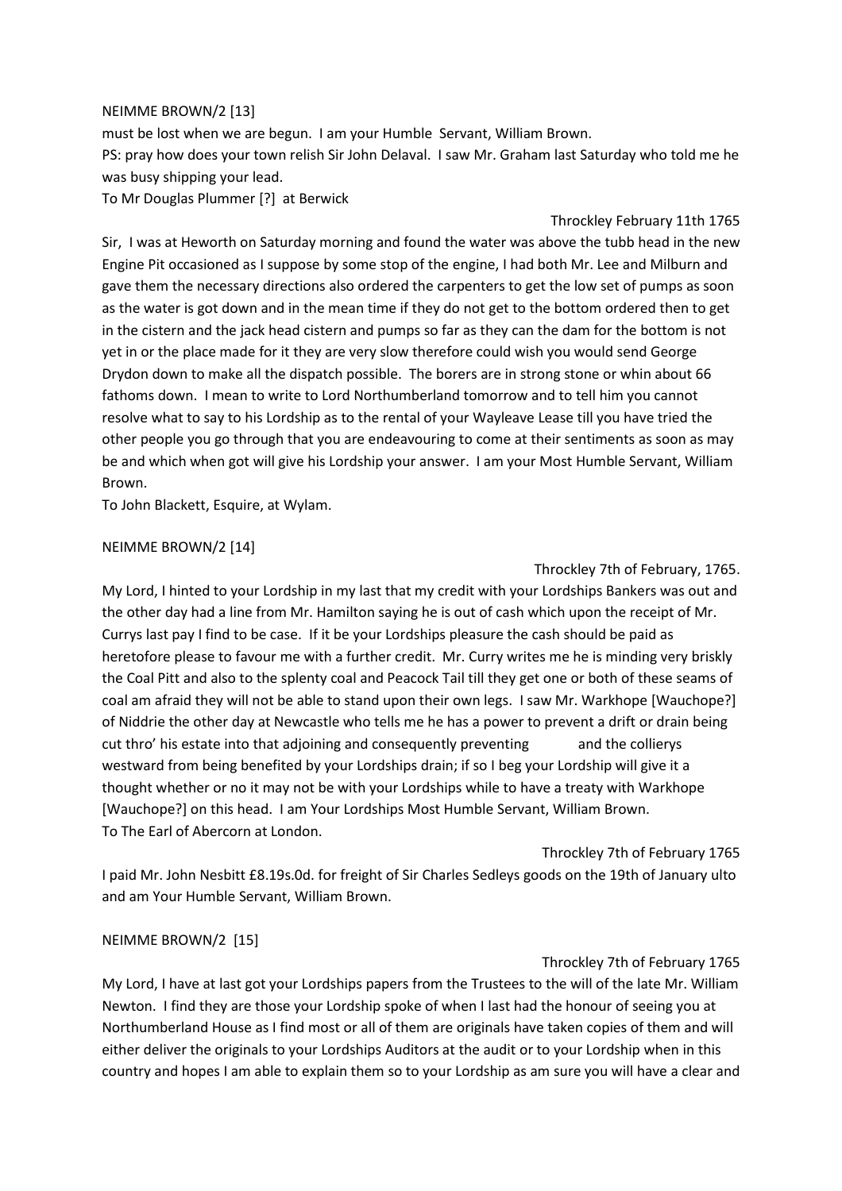NEIMME BROWN/2 [13]

must be lost when we are begun. I am your Humble Servant, William Brown.

PS: pray how does your town relish Sir John Delaval. I saw Mr. Graham last Saturday who told me he was busy shipping your lead.

To Mr Douglas Plummer [?] at Berwick

Throckley February 11th 1765

Sir, I was at Heworth on Saturday morning and found the water was above the tubb head in the new Engine Pit occasioned as I suppose by some stop of the engine, I had both Mr. Lee and Milburn and gave them the necessary directions also ordered the carpenters to get the low set of pumps as soon as the water is got down and in the mean time if they do not get to the bottom ordered then to get in the cistern and the jack head cistern and pumps so far as they can the dam for the bottom is not yet in or the place made for it they are very slow therefore could wish you would send George Drydon down to make all the dispatch possible. The borers are in strong stone or whin about 66 fathoms down. I mean to write to Lord Northumberland tomorrow and to tell him you cannot resolve what to say to his Lordship as to the rental of your Wayleave Lease till you have tried the other people you go through that you are endeavouring to come at their sentiments as soon as may be and which when got will give his Lordship your answer. I am your Most Humble Servant, William Brown.

To John Blackett, Esquire, at Wylam.

NEIMME BROWN/2 [14]

Throckley 7th of February, 1765.

My Lord, I hinted to your Lordship in my last that my credit with your Lordships Bankers was out and the other day had a line from Mr. Hamilton saying he is out of cash which upon the receipt of Mr. Currys last pay I find to be case. If it be your Lordships pleasure the cash should be paid as heretofore please to favour me with a further credit. Mr. Curry writes me he is minding very briskly the Coal Pitt and also to the splenty coal and Peacock Tail till they get one or both of these seams of coal am afraid they will not be able to stand upon their own legs. I saw Mr. Warkhope [Wauchope?] of Niddrie the other day at Newcastle who tells me he has a power to prevent a drift or drain being cut thro' his estate into that adjoining and consequently preventing and the collierys westward from being benefited by your Lordships drain; if so I beg your Lordship will give it a thought whether or no it may not be with your Lordships while to have a treaty with Warkhope [Wauchope?] on this head. I am Your Lordships Most Humble Servant, William Brown.

To The Earl of Abercorn at London.

Throckley 7th of February 1765

I paid Mr. John Nesbitt £8.19s.0d. for freight of Sir Charles Sedleys goods on the 19th of January ulto and am Your Humble Servant, William Brown.

NEIMME BROWN/2 [15]

Throckley 7th of February 1765

My Lord, I have at last got your Lordships papers from the Trustees to the will of the late Mr. William Newton. I find they are those your Lordship spoke of when I last had the honour of seeing you at Northumberland House as I find most or all of them are originals have taken copies of them and will either deliver the originals to your Lordships Auditors at the audit or to your Lordship when in this country and hopes I am able to explain them so to your Lordship as am sure you will have a clear and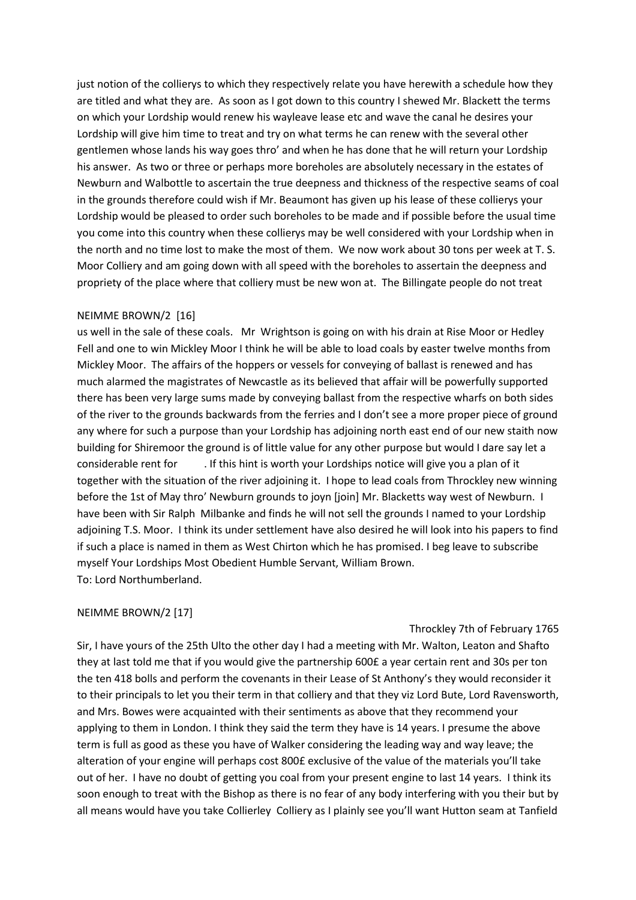just notion of the collierys to which they respectively relate you have herewith a schedule how they are titled and what they are. As soon as I got down to this country I shewed Mr. Blackett the terms on which your Lordship would renew his wayleave lease etc and wave the canal he desires your Lordship will give him time to treat and try on what terms he can renew with the several other gentlemen whose lands his way goes thro' and when he has done that he will return your Lordship his answer. As two or three or perhaps more boreholes are absolutely necessary in the estates of Newburn and Walbottle to ascertain the true deepness and thickness of the respective seams of coal in the grounds therefore could wish if Mr. Beaumont has given up his lease of these collierys your Lordship would be pleased to order such boreholes to be made and if possible before the usual time you come into this country when these collierys may be well considered with your Lordship when in the north and no time lost to make the most of them. We now work about 30 tons per week at T. S. Moor Colliery and am going down with all speed with the boreholes to assertain the deepness and propriety of the place where that colliery must be new won at. The Billingate people do not treat

NEIMME BROWN/2 [16]

us well in the sale of these coals. Mr Wrightson is going on with his drain at Rise Moor or Hedley Fell and one to win Mickley Moor I think he will be able to load coals by easter twelve months from Mickley Moor. The affairs of the hoppers or vessels for conveying of ballast is renewed and has much alarmed the magistrates of Newcastle as its believed that affair will be powerfully supported there has been very large sums made by conveying ballast from the respective wharfs on both sides of the river to the grounds backwards from the ferries and I don't see a more proper piece of ground any where for such a purpose than your Lordship has adjoining north east end of our new staith now building for Shiremoor the ground is of little value for any other purpose but would I dare say let a considerable rent for . If this hint is worth your Lordships notice will give you a plan of it together with the situation of the river adjoining it. I hope to lead coals from Throckley new winning before the 1st of May thro' Newburn grounds to joyn [join] Mr. Blacketts way west of Newburn. I have been with Sir Ralph Milbanke and finds he will not sell the grounds I named to your Lordship adjoining T.S. Moor. I think its under settlement have also desired he will look into his papers to find if such a place is named in them as West Chirton which he has promised. I beg leave to subscribe myself Your Lordships Most Obedient Humble Servant, William Brown.
To: Lord Northumberland.

NEIMME BROWN/2 [17]

Throckley 7th of February 1765

Sir, I have yours of the 25th Ulto the other day I had a meeting with Mr. Walton, Leaton and Shafto they at last told me that if you would give the partnership 600£ a year certain rent and 30s per ton the ten 418 bolls and perform the covenants in their Lease of St Anthony's they would reconsider it to their principals to let you their term in that colliery and that they viz Lord Bute, Lord Ravensworth, and Mrs. Bowes were acquainted with their sentiments as above that they recommend your applying to them in London. I think they said the term they have is 14 years. I presume the above term is full as good as these you have of Walker considering the leading way and way leave; the alteration of your engine will perhaps cost 800£ exclusive of the value of the materials you'll take out of her. I have no doubt of getting you coal from your present engine to last 14 years. I think its soon enough to treat with the Bishop as there is no fear of any body interfering with you their but by all means would have you take Collierley Colliery as I plainly see you'll want Hutton seam at Tanfield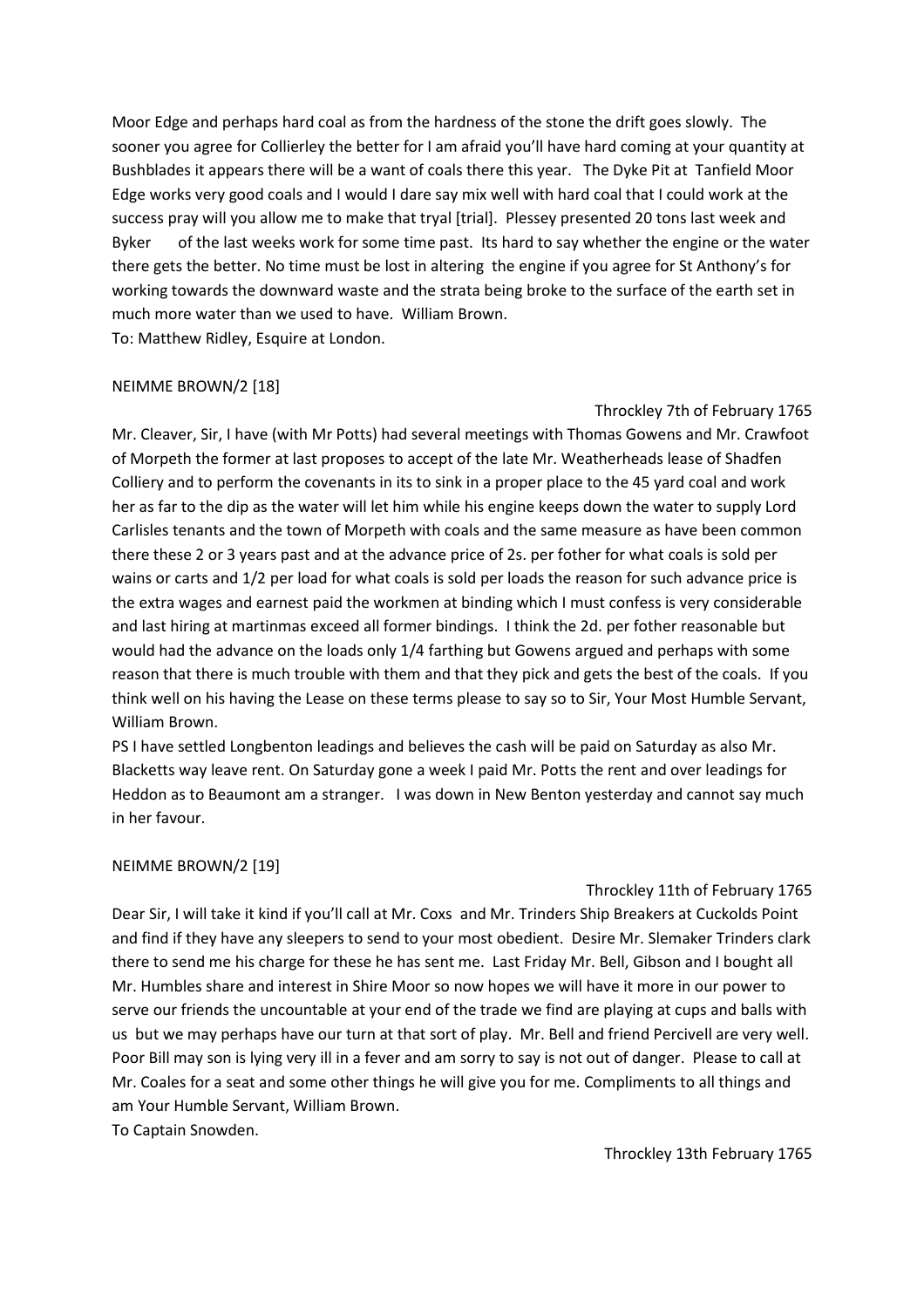Moor Edge and perhaps hard coal as from the hardness of the stone the drift goes slowly. The sooner you agree for Collierley the better for I am afraid you'll have hard coming at your quantity at Bushblades it appears there will be a want of coals there this year. The Dyke Pit at Tanfield Moor Edge works very good coals and I would I dare say mix well with hard coal that I could work at the success pray will you allow me to make that tryal [trial]. Plessey presented 20 tons last week and Byker of the last weeks work for some time past. Its hard to say whether the engine or the water there gets the better. No time must be lost in altering the engine if you agree for St Anthony's for working towards the downward waste and the strata being broke to the surface of the earth set in much more water than we used to have. William Brown.

To: Matthew Ridley, Esquire at London.

NEIMME BROWN/2 [18]

Throckley 7th of February 1765

Mr. Cleaver, Sir, I have (with Mr Potts) had several meetings with Thomas Gowens and Mr. Crawfoot of Morpeth the former at last proposes to accept of the late Mr. Weatherheads lease of Shadfen Colliery and to perform the covenants in its to sink in a proper place to the 45 yard coal and work her as far to the dip as the water will let him while his engine keeps down the water to supply Lord Carlisles tenants and the town of Morpeth with coals and the same measure as have been common there these 2 or 3 years past and at the advance price of 2s. per fother for what coals is sold per wains or carts and 1/2 per load for what coals is sold per loads the reason for such advance price is the extra wages and earnest paid the workmen at binding which I must confess is very considerable and last hiring at martinmas exceed all former bindings. I think the 2d. per fother reasonable but would had the advance on the loads only 1/4 farthing but Gowens argued and perhaps with some reason that there is much trouble with them and that they pick and gets the best of the coals. If you think well on his having the Lease on these terms please to say so to Sir, Your Most Humble Servant, William Brown.

PS I have settled Longbenton leadings and believes the cash will be paid on Saturday as also Mr. Blacketts way leave rent. On Saturday gone a week I paid Mr. Potts the rent and over leadings for Heddon as to Beaumont am a stranger. I was down in New Benton yesterday and cannot say much in her favour.

NEIMME BROWN/2 [19]

Throckley 11th of February 1765

Dear Sir, I will take it kind if you'll call at Mr. Coxs and Mr. Trinders Ship Breakers at Cuckolds Point and find if they have any sleepers to send to your most obedient. Desire Mr. Slemaker Trinders clark there to send me his charge for these he has sent me. Last Friday Mr. Bell, Gibson and I bought all Mr. Humbles share and interest in Shire Moor so now hopes we will have it more in our power to serve our friends the uncountable at your end of the trade we find are playing at cups and balls with us but we may perhaps have our turn at that sort of play. Mr. Bell and friend Percivell are very well. Poor Bill may son is lying very ill in a fever and am sorry to say is not out of danger. Please to call at Mr. Coales for a seat and some other things he will give you for me. Compliments to all things and am Your Humble Servant, William Brown.

To Captain Snowden.

Throckley 13th February 1765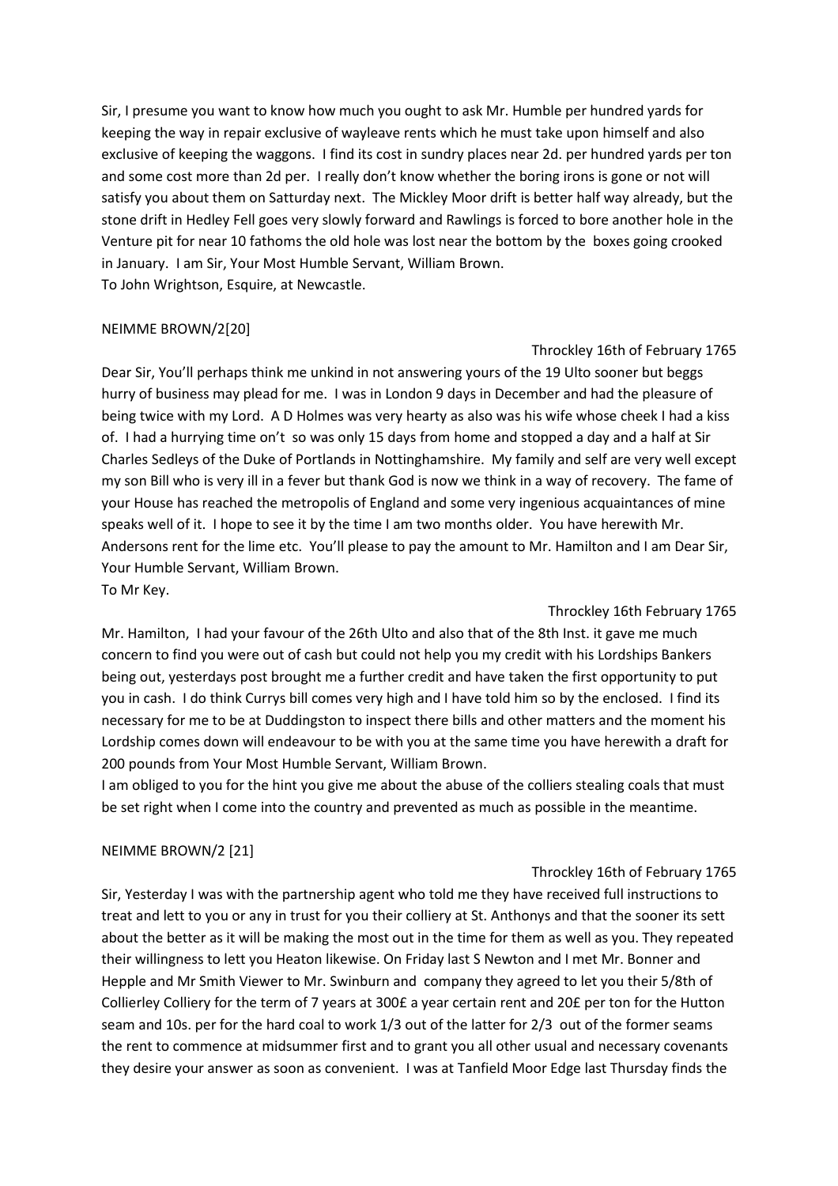Sir, I presume you want to know how much you ought to ask Mr. Humble per hundred yards for keeping the way in repair exclusive of wayleave rents which he must take upon himself and also exclusive of keeping the waggons. I find its cost in sundry places near 2d. per hundred yards per ton and some cost more than 2d per. I really don't know whether the boring irons is gone or not will satisfy you about them on Satturday next. The Mickley Moor drift is better half way already, but the stone drift in Hedley Fell goes very slowly forward and Rawlings is forced to bore another hole in the Venture pit for near 10 fathoms the old hole was lost near the bottom by the boxes going crooked in January. I am Sir, Your Most Humble Servant, William Brown.

To John Wrightson, Esquire, at Newcastle.

NEIMME BROWN/2[20]

Throckley 16th of February 1765

Dear Sir, You'll perhaps think me unkind in not answering yours of the 19 Ulto sooner but beggs hurry of business may plead for me. I was in London 9 days in December and had the pleasure of being twice with my Lord. A D Holmes was very hearty as also was his wife whose cheek I had a kiss of. I had a hurrying time on't so was only 15 days from home and stopped a day and a half at Sir Charles Sedleys of the Duke of Portlands in Nottinghamshire. My family and self are very well except my son Bill who is very ill in a fever but thank God is now we think in a way of recovery. The fame of your House has reached the metropolis of England and some very ingenious acquaintances of mine speaks well of it. I hope to see it by the time I am two months older. You have herewith Mr. Andersons rent for the lime etc. You'll please to pay the amount to Mr. Hamilton and I am Dear Sir, Your Humble Servant, William Brown.

To Mr Key.

Throckley 16th February 1765

Mr. Hamilton, I had your favour of the 26th Ulto and also that of the 8th Inst. it gave me much concern to find you were out of cash but could not help you my credit with his Lordships Bankers being out, yesterdays post brought me a further credit and have taken the first opportunity to put you in cash. I do think Currys bill comes very high and I have told him so by the enclosed. I find its necessary for me to be at Duddingston to inspect there bills and other matters and the moment his Lordship comes down will endeavour to be with you at the same time you have herewith a draft for 200 pounds from Your Most Humble Servant, William Brown.

I am obliged to you for the hint you give me about the abuse of the colliers stealing coals that must be set right when I come into the country and prevented as much as possible in the meantime.

NEIMME BROWN/2 [21]

Throckley 16th of February 1765

Sir, Yesterday I was with the partnership agent who told me they have received full instructions to treat and lett to you or any in trust for you their colliery at St. Anthonys and that the sooner its sett about the better as it will be making the most out in the time for them as well as you. They repeated their willingness to lett you Heaton likewise. On Friday last S Newton and I met Mr. Bonner and Hepple and Mr Smith Viewer to Mr. Swinburn and company they agreed to let you their 5/8th of Collierley Colliery for the term of 7 years at 300£ a year certain rent and 20£ per ton for the Hutton seam and 10s. per for the hard coal to work 1/3 out of the latter for 2/3 out of the former seams the rent to commence at midsummer first and to grant you all other usual and necessary covenants they desire your answer as soon as convenient. I was at Tanfield Moor Edge last Thursday finds the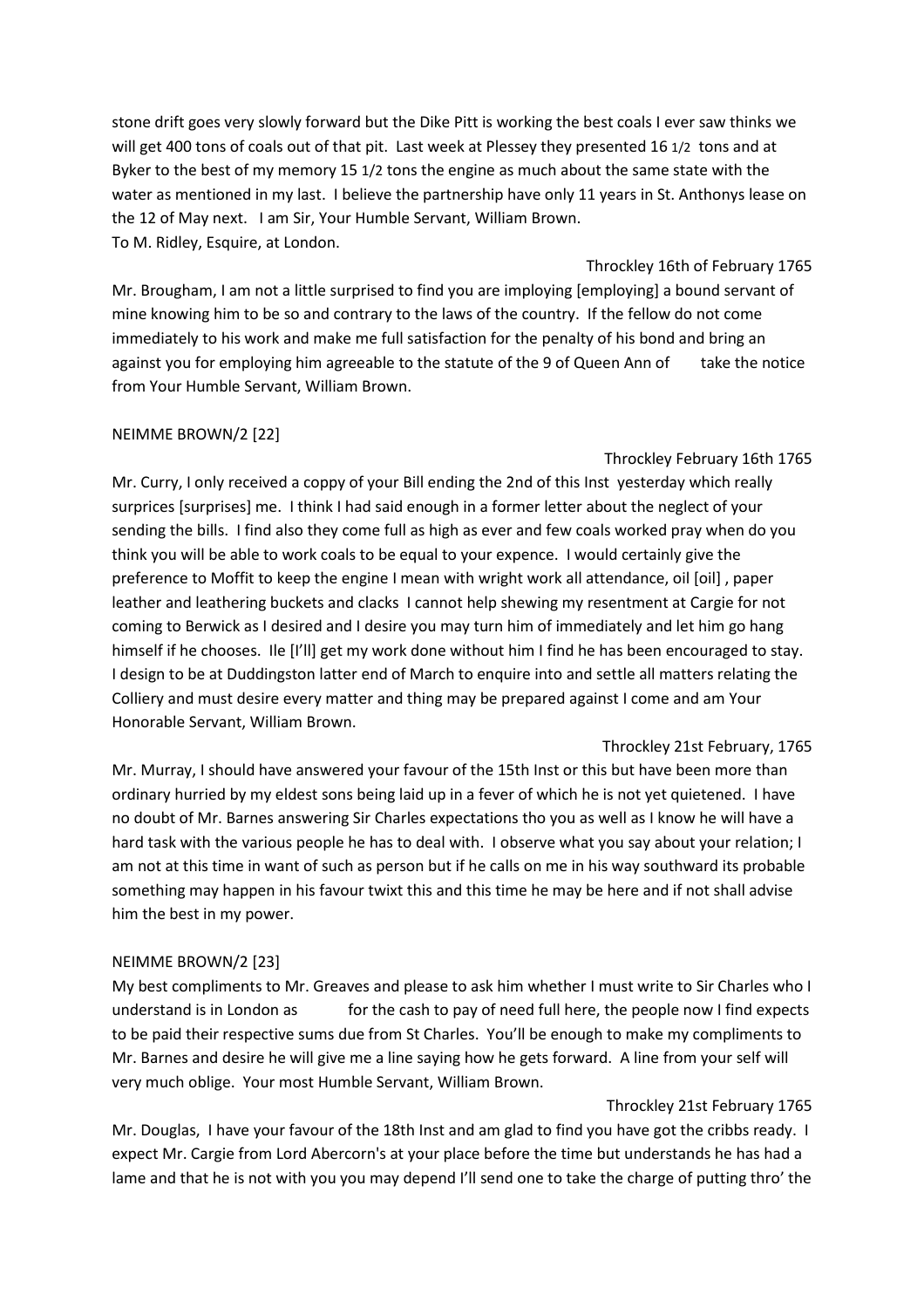stone drift goes very slowly forward but the Dike Pitt is working the best coals I ever saw thinks we will get 400 tons of coals out of that pit. Last week at Plessey they presented 16 1/2 tons and at Byker to the best of my memory 15 1/2 tons the engine as much about the same state with the water as mentioned in my last. I believe the partnership have only 11 years in St. Anthonys lease on the 12 of May next. I am Sir, Your Humble Servant, William Brown.
To M. Ridley, Esquire, at London.

Throckley 16th of February 1765

Mr. Brougham, I am not a little surprised to find you are imploying [employing] a bound servant of mine knowing him to be so and contrary to the laws of the country. If the fellow do not come immediately to his work and make me full satisfaction for the penalty of his bond and bring an against you for employing him agreeable to the statute of the 9 of Queen Ann of take the notice from Your Humble Servant, William Brown.

NEIMME BROWN/2 [22]

Throckley February 16th 1765

Mr. Curry, I only received a coppy of your Bill ending the 2nd of this Inst yesterday which really surprices [surprises] me. I think I had said enough in a former letter about the neglect of your sending the bills. I find also they come full as high as ever and few coals worked pray when do you think you will be able to work coals to be equal to your expence. I would certainly give the preference to Moffit to keep the engine I mean with wright work all attendance, oil [oil] , paper leather and leathering buckets and clacks I cannot help shewing my resentment at Cargie for not coming to Berwick as I desired and I desire you may turn him of immediately and let him go hang himself if he chooses. Ile [I'll] get my work done without him I find he has been encouraged to stay. I design to be at Duddingston latter end of March to enquire into and settle all matters relating the Colliery and must desire every matter and thing may be prepared against I come and am Your Honorable Servant, William Brown.

Throckley 21st February, 1765

Mr. Murray, I should have answered your favour of the 15th Inst or this but have been more than ordinary hurried by my eldest sons being laid up in a fever of which he is not yet quietened. I have no doubt of Mr. Barnes answering Sir Charles expectations tho you as well as I know he will have a hard task with the various people he has to deal with. I observe what you say about your relation; I am not at this time in want of such as person but if he calls on me in his way southward its probable something may happen in his favour twixt this and this time he may be here and if not shall advise him the best in my power.

NEIMME BROWN/2 [23]

My best compliments to Mr. Greaves and please to ask him whether I must write to Sir Charles who I understand is in London as for the cash to pay of need full here, the people now I find expects to be paid their respective sums due from St Charles. You'll be enough to make my compliments to Mr. Barnes and desire he will give me a line saying how he gets forward. A line from your self will very much oblige. Your most Humble Servant, William Brown.

Throckley 21st February 1765

Mr. Douglas, I have your favour of the 18th Inst and am glad to find you have got the cribbs ready. I expect Mr. Cargie from Lord Abercorn's at your place before the time but understands he has had a lame and that he is not with you you may depend I'll send one to take the charge of putting thro' the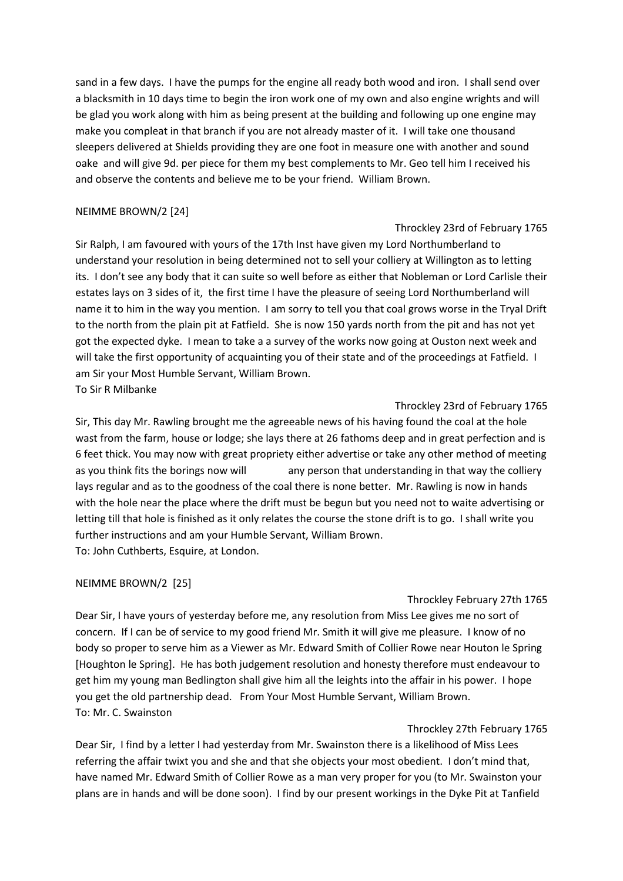sand in a few days. I have the pumps for the engine all ready both wood and iron. I shall send over a blacksmith in 10 days time to begin the iron work one of my own and also engine wrights and will be glad you work along with him as being present at the building and following up one engine may make you compleat in that branch if you are not already master of it. I will take one thousand sleepers delivered at Shields providing they are one foot in measure one with another and sound oake and will give 9d. per piece for them my best complements to Mr. Geo tell him I received his and observe the contents and believe me to be your friend. William Brown.

NEIMME BROWN/2 [24]

Throckley 23rd of February 1765

Sir Ralph, I am favoured with yours of the 17th Inst have given my Lord Northumberland to understand your resolution in being determined not to sell your colliery at Willington as to letting its. I don't see any body that it can suite so well before as either that Nobleman or Lord Carlisle their estates lays on 3 sides of it, the first time I have the pleasure of seeing Lord Northumberland will name it to him in the way you mention. I am sorry to tell you that coal grows worse in the Tryal Drift to the north from the plain pit at Fatfield. She is now 150 yards north from the pit and has not yet got the expected dyke. I mean to take a a survey of the works now going at Ouston next week and will take the first opportunity of acquainting you of their state and of the proceedings at Fatfield. I am Sir your Most Humble Servant, William Brown.
To Sir R Milbanke

Throckley 23rd of February 1765

Sir, This day Mr. Rawling brought me the agreeable news of his having found the coal at the hole wast from the farm, house or lodge; she lays there at 26 fathoms deep and in great perfection and is 6 feet thick. You may now with great propriety either advertise or take any other method of meeting as you think fits the borings now will any person that understanding in that way the colliery lays regular and as to the goodness of the coal there is none better. Mr. Rawling is now in hands with the hole near the place where the drift must be begun but you need not to waite advertising or letting till that hole is finished as it only relates the course the stone drift is to go. I shall write you further instructions and am your Humble Servant, William Brown.
To: John Cuthberts, Esquire, at London.

NEIMME BROWN/2 [25]

Throckley February 27th 1765

Dear Sir, I have yours of yesterday before me, any resolution from Miss Lee gives me no sort of concern. If I can be of service to my good friend Mr. Smith it will give me pleasure. I know of no body so proper to serve him as a Viewer as Mr. Edward Smith of Collier Rowe near Houton le Spring [Houghton le Spring]. He has both judgement resolution and honesty therefore must endeavour to get him my young man Bedlington shall give him all the leights into the affair in his power. I hope you get the old partnership dead. From Your Most Humble Servant, William Brown.
To: Mr. C. Swainston

Throckley 27th February 1765

Dear Sir, I find by a letter I had yesterday from Mr. Swainston there is a likelihood of Miss Lees referring the affair twixt you and she and that she objects your most obedient. I don't mind that, have named Mr. Edward Smith of Collier Rowe as a man very proper for you (to Mr. Swainston your plans are in hands and will be done soon). I find by our present workings in the Dyke Pit at Tanfield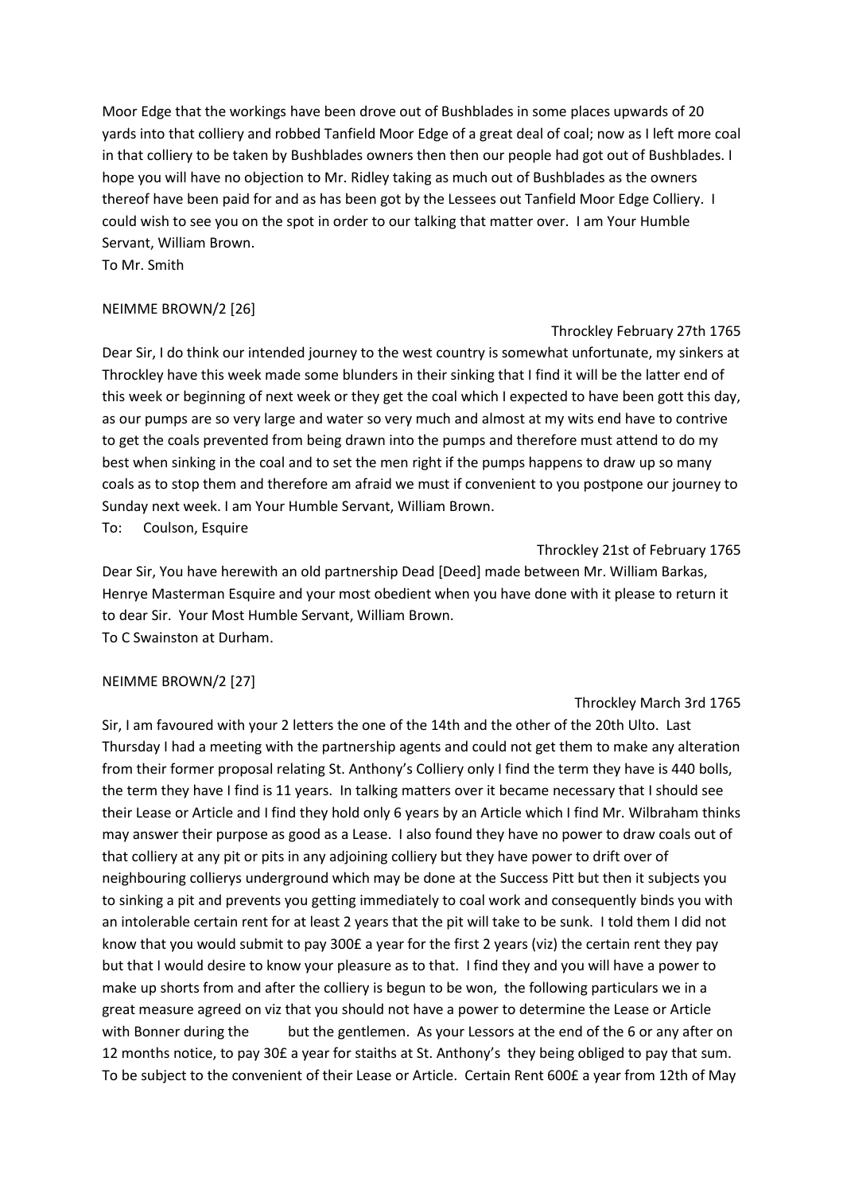Moor Edge that the workings have been drove out of Bushblades in some places upwards of 20 yards into that colliery and robbed Tanfield Moor Edge of a great deal of coal; now as I left more coal in that colliery to be taken by Bushblades owners then then our people had got out of Bushblades. I hope you will have no objection to Mr. Ridley taking as much out of Bushblades as the owners thereof have been paid for and as has been got by the Lessees out Tanfield Moor Edge Colliery. I could wish to see you on the spot in order to our talking that matter over. I am Your Humble Servant, William Brown.
To Mr. Smith

NEIMME BROWN/2 [26]

Throckley February 27th 1765

Dear Sir, I do think our intended journey to the west country is somewhat unfortunate, my sinkers at Throckley have this week made some blunders in their sinking that I find it will be the latter end of this week or beginning of next week or they get the coal which I expected to have been gott this day, as our pumps are so very large and water so very much and almost at my wits end have to contrive to get the coals prevented from being drawn into the pumps and therefore must attend to do my best when sinking in the coal and to set the men right if the pumps happens to draw up so many coals as to stop them and therefore am afraid we must if convenient to you postpone our journey to Sunday next week. I am Your Humble Servant, William Brown.
To: Coulson, Esquire

Throckley 21st of February 1765

Dear Sir, You have herewith an old partnership Dead [Deed] made between Mr. William Barkas, Henrye Masterman Esquire and your most obedient when you have done with it please to return it to dear Sir. Your Most Humble Servant, William Brown.
To C Swainston at Durham.

NEIMME BROWN/2 [27]

Throckley March 3rd 1765

Sir, I am favoured with your 2 letters the one of the 14th and the other of the 20th Ulto. Last Thursday I had a meeting with the partnership agents and could not get them to make any alteration from their former proposal relating St. Anthony's Colliery only I find the term they have is 440 bolls, the term they have I find is 11 years. In talking matters over it became necessary that I should see their Lease or Article and I find they hold only 6 years by an Article which I find Mr. Wilbraham thinks may answer their purpose as good as a Lease. I also found they have no power to draw coals out of that colliery at any pit or pits in any adjoining colliery but they have power to drift over of neighbouring collierys underground which may be done at the Success Pitt but then it subjects you to sinking a pit and prevents you getting immediately to coal work and consequently binds you with an intolerable certain rent for at least 2 years that the pit will take to be sunk. I told them I did not know that you would submit to pay 300£ a year for the first 2 years (viz) the certain rent they pay but that I would desire to know your pleasure as to that. I find they and you will have a power to make up shorts from and after the colliery is begun to be won, the following particulars we in a great measure agreed on viz that you should not have a power to determine the Lease or Article with Bonner during the but the gentlemen. As your Lessors at the end of the 6 or any after on 12 months notice, to pay 30£ a year for staiths at St. Anthony's they being obliged to pay that sum. To be subject to the convenient of their Lease or Article. Certain Rent 600£ a year from 12th of May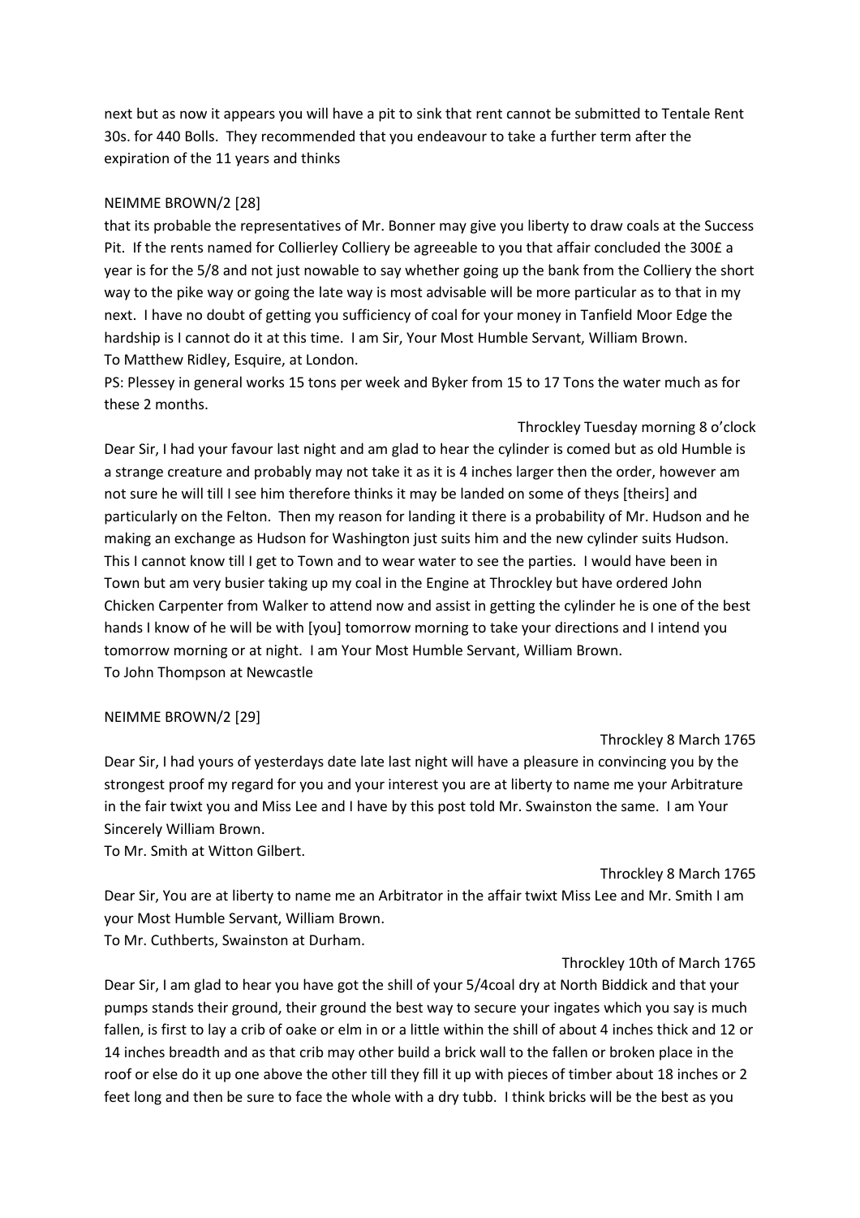next but as now it appears you will have a pit to sink that rent cannot be submitted to Tentale Rent 30s. for 440 Bolls. They recommended that you endeavour to take a further term after the expiration of the 11 years and thinks

NEIMME BROWN/2 [28]

that its probable the representatives of Mr. Bonner may give you liberty to draw coals at the Success Pit. If the rents named for Collierley Colliery be agreeable to you that affair concluded the 300£ a year is for the 5/8 and not just nowable to say whether going up the bank from the Colliery the short way to the pike way or going the late way is most advisable will be more particular as to that in my next. I have no doubt of getting you sufficiency of coal for your money in Tanfield Moor Edge the hardship is I cannot do it at this time. I am Sir, Your Most Humble Servant, William Brown.
To Matthew Ridley, Esquire, at London.

PS: Plessey in general works 15 tons per week and Byker from 15 to 17 Tons the water much as for these 2 months.

Throckley Tuesday morning 8 o'clock

Dear Sir, I had your favour last night and am glad to hear the cylinder is comed but as old Humble is a strange creature and probably may not take it as it is 4 inches larger then the order, however am not sure he will till I see him therefore thinks it may be landed on some of theys [theirs] and particularly on the Felton. Then my reason for landing it there is a probability of Mr. Hudson and he making an exchange as Hudson for Washington just suits him and the new cylinder suits Hudson. This I cannot know till I get to Town and to wear water to see the parties. I would have been in Town but am very busier taking up my coal in the Engine at Throckley but have ordered John Chicken Carpenter from Walker to attend now and assist in getting the cylinder he is one of the best hands I know of he will be with [you] tomorrow morning to take your directions and I intend you tomorrow morning or at night. I am Your Most Humble Servant, William Brown.
To John Thompson at Newcastle

NEIMME BROWN/2 [29]

Throckley 8 March 1765

Dear Sir, I had yours of yesterdays date late last night will have a pleasure in convincing you by the strongest proof my regard for you and your interest you are at liberty to name me your Arbitrature in the fair twixt you and Miss Lee and I have by this post told Mr. Swainston the same. I am Your Sincerely William Brown.
To Mr. Smith at Witton Gilbert.

Throckley 8 March 1765

Dear Sir, You are at liberty to name me an Arbitrator in the affair twixt Miss Lee and Mr. Smith I am your Most Humble Servant, William Brown.
To Mr. Cuthberts, Swainston at Durham.

Throckley 10th of March 1765

Dear Sir, I am glad to hear you have got the shill of your 5/4coal dry at North Biddick and that your pumps stands their ground, their ground the best way to secure your ingates which you say is much fallen, is first to lay a crib of oake or elm in or a little within the shill of about 4 inches thick and 12 or 14 inches breadth and as that crib may other build a brick wall to the fallen or broken place in the roof or else do it up one above the other till they fill it up with pieces of timber about 18 inches or 2 feet long and then be sure to face the whole with a dry tubb. I think bricks will be the best as you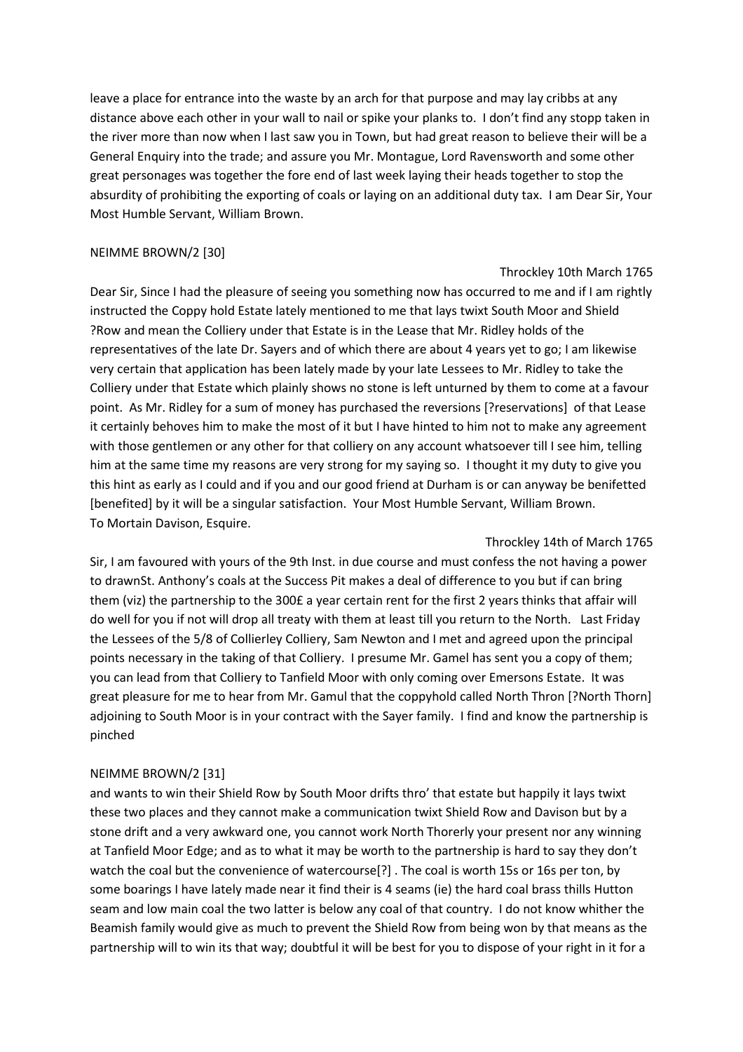leave a place for entrance into the waste by an arch for that purpose and may lay cribbs at any distance above each other in your wall to nail or spike your planks to. I don't find any stopp taken in the river more than now when I last saw you in Town, but had great reason to believe their will be a General Enquiry into the trade; and assure you Mr. Montague, Lord Ravensworth and some other great personages was together the fore end of last week laying their heads together to stop the absurdity of prohibiting the exporting of coals or laying on an additional duty tax. I am Dear Sir, Your Most Humble Servant, William Brown.

NEIMME BROWN/2 [30]

Throckley 10th March 1765

Dear Sir, Since I had the pleasure of seeing you something now has occurred to me and if I am rightly instructed the Coppy hold Estate lately mentioned to me that lays twixt South Moor and Shield ?Row and mean the Colliery under that Estate is in the Lease that Mr. Ridley holds of the representatives of the late Dr. Sayers and of which there are about 4 years yet to go; I am likewise very certain that application has been lately made by your late Lessees to Mr. Ridley to take the Colliery under that Estate which plainly shows no stone is left unturned by them to come at a favour point. As Mr. Ridley for a sum of money has purchased the reversions [?reservations] of that Lease it certainly behoves him to make the most of it but I have hinted to him not to make any agreement with those gentlemen or any other for that colliery on any account whatsoever till I see him, telling him at the same time my reasons are very strong for my saying so. I thought it my duty to give you this hint as early as I could and if you and our good friend at Durham is or can anyway be benifetted [benefited] by it will be a singular satisfaction. Your Most Humble Servant, William Brown.
To Mortain Davison, Esquire.

Throckley 14th of March 1765

Sir, I am favoured with yours of the 9th Inst. in due course and must confess the not having a power to drawnSt. Anthony's coals at the Success Pit makes a deal of difference to you but if can bring them (viz) the partnership to the 300£ a year certain rent for the first 2 years thinks that affair will do well for you if not will drop all treaty with them at least till you return to the North. Last Friday the Lessees of the 5/8 of Collierley Colliery, Sam Newton and I met and agreed upon the principal points necessary in the taking of that Colliery. I presume Mr. Gamel has sent you a copy of them; you can lead from that Colliery to Tanfield Moor with only coming over Emersons Estate. It was great pleasure for me to hear from Mr. Gamul that the coppyhold called North Thron [?North Thorn] adjoining to South Moor is in your contract with the Sayer family. I find and know the partnership is pinched

NEIMME BROWN/2 [31]

and wants to win their Shield Row by South Moor drifts thro' that estate but happily it lays twixt these two places and they cannot make a communication twixt Shield Row and Davison but by a stone drift and a very awkward one, you cannot work North Thorerly your present nor any winning at Tanfield Moor Edge; and as to what it may be worth to the partnership is hard to say they don't watch the coal but the convenience of watercourse[?] . The coal is worth 15s or 16s per ton, by some boarings I have lately made near it find their is 4 seams (ie) the hard coal brass thills Hutton seam and low main coal the two latter is below any coal of that country. I do not know whither the Beamish family would give as much to prevent the Shield Row from being won by that means as the partnership will to win its that way; doubtful it will be best for you to dispose of your right in it for a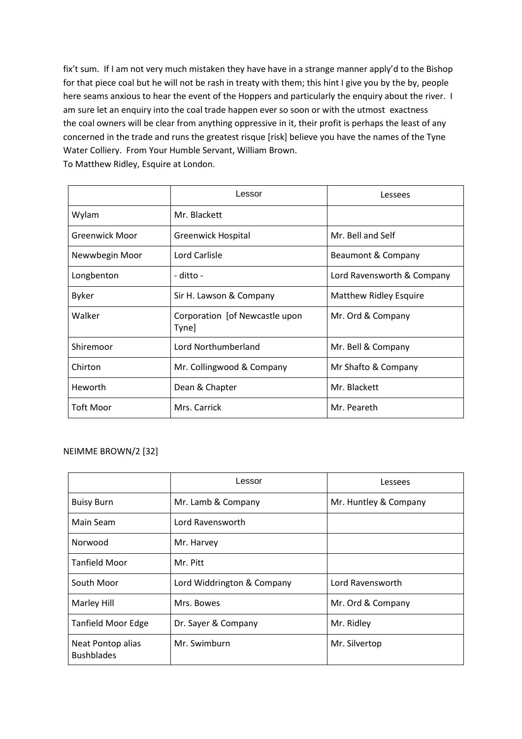fix't sum. If I am not very much mistaken they have have in a strange manner apply'd to the Bishop for that piece coal but he will not be rash in treaty with them; this hint I give you by the by, people here seams anxious to hear the event of the Hoppers and particularly the enquiry about the river. I am sure let an enquiry into the coal trade happen ever so soon or with the utmost exactness the coal owners will be clear from anything oppressive in it, their profit is perhaps the least of any concerned in the trade and runs the greatest risque [risk] believe you have the names of the Tyne Water Colliery. From Your Humble Servant, William Brown.
To Matthew Ridley, Esquire at London.

| | Lessor | Lessees |
|---|---|---|
| Wylam | Mr. Blackett | |
| Greenwick Moor | Greenwick Hospital | Mr. Bell and Self |
| Newwbegin Moor | Lord Carlisle | Beaumont & Company |
| Longbenton | - ditto - | Lord Ravensworth & Company |
| Byker | Sir H. Lawson & Company | Matthew Ridley Esquire |
| Walker | Corporation [of Newcastle upon Tyne] | Mr. Ord & Company |
| Shiremoor | Lord Northumberland | Mr. Bell & Company |
| Chirton | Mr. Collingwood & Company | Mr Shafto & Company |
| Heworth | Dean & Chapter | Mr. Blackett |
| Toft Moor | Mrs. Carrick | Mr. Peareth |

NEIMME BROWN/2 [32]

| | Lessor | Lessees |
|---|---|---|
| Buisy Burn | Mr. Lamb & Company | Mr. Huntley & Company |
| Main Seam | Lord Ravensworth | |
| Norwood | Mr. Harvey | |
| Tanfield Moor | Mr. Pitt | |
| South Moor | Lord Widdrington & Company | Lord Ravensworth |
| Marley Hill | Mrs. Bowes | Mr. Ord & Company |
| Tanfield Moor Edge | Dr. Sayer & Company | Mr. Ridley |
| Neat Pontop alias Bushblades | Mr. Swimburn | Mr. Silvertop |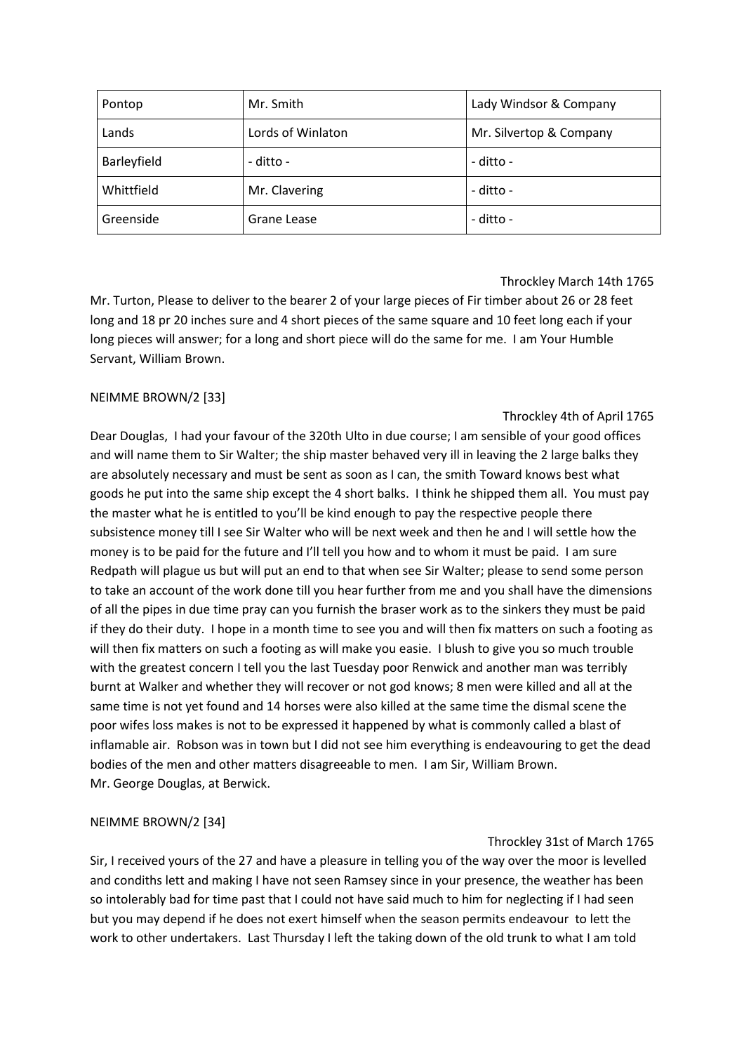| Pontop | Mr. Smith | Lady Windsor & Company |
|---|---|---|
| Lands | Lords of Winlaton | Mr. Silvertop & Company |
| Barleyfield | - ditto - | - ditto - |
| Whittfield | Mr. Clavering | - ditto - |
| Greenside | Grane Lease | - ditto - |

Throckley March 14th 1765

Mr. Turton, Please to deliver to the bearer 2 of your large pieces of Fir timber about 26 or 28 feet long and 18 pr 20 inches sure and 4 short pieces of the same square and 10 feet long each if your long pieces will answer; for a long and short piece will do the same for me. I am Your Humble Servant, William Brown.

NEIMME BROWN/2 [33]

Throckley 4th of April 1765

Dear Douglas, I had your favour of the 320th Ulto in due course; I am sensible of your good offices and will name them to Sir Walter; the ship master behaved very ill in leaving the 2 large balks they are absolutely necessary and must be sent as soon as I can, the smith Toward knows best what goods he put into the same ship except the 4 short balks. I think he shipped them all. You must pay the master what he is entitled to you'll be kind enough to pay the respective people there subsistence money till I see Sir Walter who will be next week and then he and I will settle how the money is to be paid for the future and I'll tell you how and to whom it must be paid. I am sure Redpath will plague us but will put an end to that when see Sir Walter; please to send some person to take an account of the work done till you hear further from me and you shall have the dimensions of all the pipes in due time pray can you furnish the braser work as to the sinkers they must be paid if they do their duty. I hope in a month time to see you and will then fix matters on such a footing as will then fix matters on such a footing as will make you easie. I blush to give you so much trouble with the greatest concern I tell you the last Tuesday poor Renwick and another man was terribly burnt at Walker and whether they will recover or not god knows; 8 men were killed and all at the same time is not yet found and 14 horses were also killed at the same time the dismal scene the poor wifes loss makes is not to be expressed it happened by what is commonly called a blast of inflamable air. Robson was in town but I did not see him everything is endeavouring to get the dead bodies of the men and other matters disagreeable to men. I am Sir, William Brown.
Mr. George Douglas, at Berwick.

NEIMME BROWN/2 [34]

Throckley 31st of March 1765

Sir, I received yours of the 27 and have a pleasure in telling you of the way over the moor is levelled and condiths lett and making I have not seen Ramsey since in your presence, the weather has been so intolerably bad for time past that I could not have said much to him for neglecting if I had seen but you may depend if he does not exert himself when the season permits endeavour to lett the work to other undertakers. Last Thursday I left the taking down of the old trunk to what I am told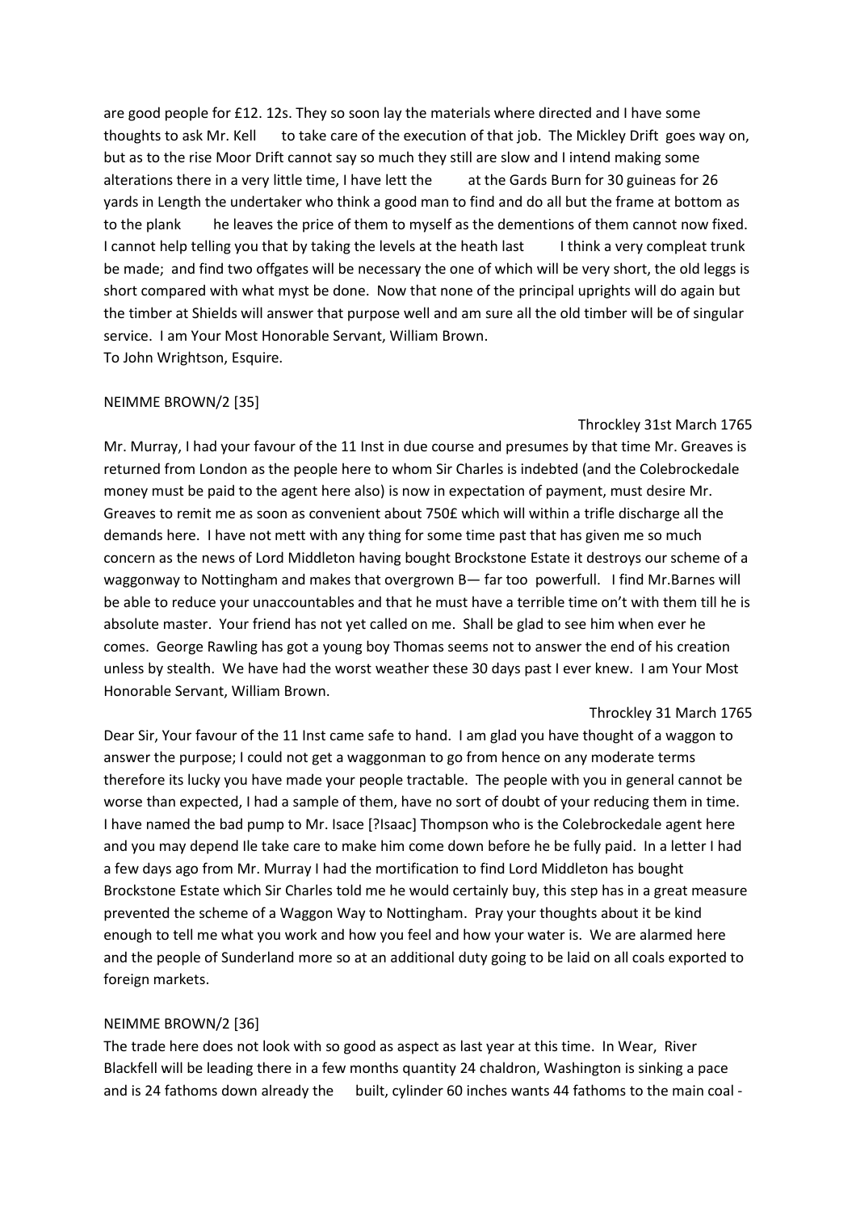are good people for £12. 12s. They so soon lay the materials where directed and I have some thoughts to ask Mr. Kell to take care of the execution of that job. The Mickley Drift goes way on, but as to the rise Moor Drift cannot say so much they still are slow and I intend making some alterations there in a very little time, I have lett the at the Gards Burn for 30 guineas for 26 yards in Length the undertaker who think a good man to find and do all but the frame at bottom as to the plank he leaves the price of them to myself as the dementions of them cannot now fixed. I cannot help telling you that by taking the levels at the heath last I think a very compleat trunk be made; and find two offgates will be necessary the one of which will be very short, the old leggs is short compared with what myst be done. Now that none of the principal uprights will do again but the timber at Shields will answer that purpose well and am sure all the old timber will be of singular service. I am Your Most Honorable Servant, William Brown.

To John Wrightson, Esquire.

NEIMME BROWN/2 [35]

Throckley 31st March 1765

Mr. Murray, I had your favour of the 11 Inst in due course and presumes by that time Mr. Greaves is returned from London as the people here to whom Sir Charles is indebted (and the Colebrockedale money must be paid to the agent here also) is now in expectation of payment, must desire Mr. Greaves to remit me as soon as convenient about 750£ which will within a trifle discharge all the demands here. I have not mett with any thing for some time past that has given me so much concern as the news of Lord Middleton having bought Brockstone Estate it destroys our scheme of a waggonway to Nottingham and makes that overgrown B— far too powerfull. I find Mr.Barnes will be able to reduce your unaccountables and that he must have a terrible time on't with them till he is absolute master. Your friend has not yet called on me. Shall be glad to see him when ever he comes. George Rawling has got a young boy Thomas seems not to answer the end of his creation unless by stealth. We have had the worst weather these 30 days past I ever knew. I am Your Most Honorable Servant, William Brown.

Throckley 31 March 1765

Dear Sir, Your favour of the 11 Inst came safe to hand. I am glad you have thought of a waggon to answer the purpose; I could not get a waggonman to go from hence on any moderate terms therefore its lucky you have made your people tractable. The people with you in general cannot be worse than expected, I had a sample of them, have no sort of doubt of your reducing them in time. I have named the bad pump to Mr. Isace [?Isaac] Thompson who is the Colebrockedale agent here and you may depend Ile take care to make him come down before he be fully paid. In a letter I had a few days ago from Mr. Murray I had the mortification to find Lord Middleton has bought Brockstone Estate which Sir Charles told me he would certainly buy, this step has in a great measure prevented the scheme of a Waggon Way to Nottingham. Pray your thoughts about it be kind enough to tell me what you work and how you feel and how your water is. We are alarmed here and the people of Sunderland more so at an additional duty going to be laid on all coals exported to foreign markets.

NEIMME BROWN/2 [36]

The trade here does not look with so good as aspect as last year at this time. In Wear, River Blackfell will be leading there in a few months quantity 24 chaldron, Washington is sinking a pace and is 24 fathoms down already the built, cylinder 60 inches wants 44 fathoms to the main coal -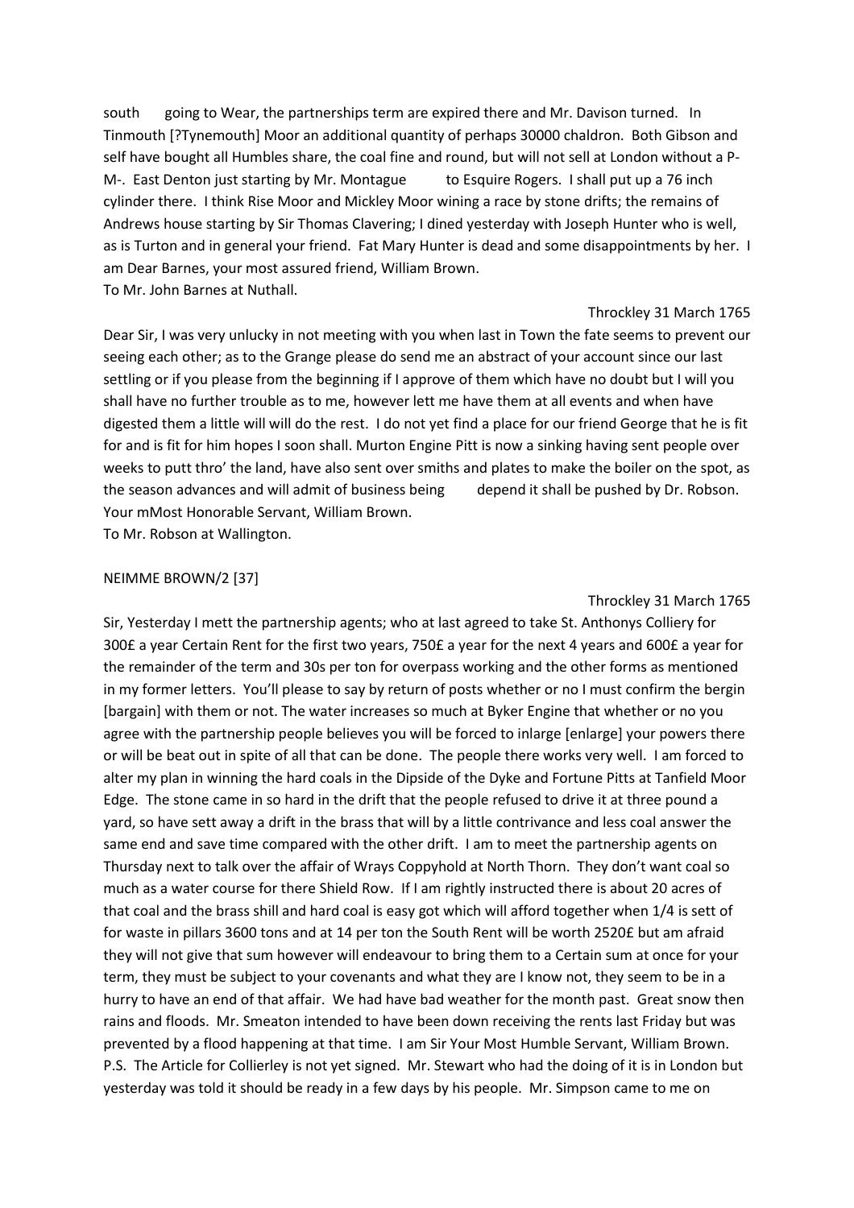south going to Wear, the partnerships term are expired there and Mr. Davison turned. In Tinmouth [?Tynemouth] Moor an additional quantity of perhaps 30000 chaldron. Both Gibson and self have bought all Humbles share, the coal fine and round, but will not sell at London without a P-M-. East Denton just starting by Mr. Montague to Esquire Rogers. I shall put up a 76 inch cylinder there. I think Rise Moor and Mickley Moor wining a race by stone drifts; the remains of Andrews house starting by Sir Thomas Clavering; I dined yesterday with Joseph Hunter who is well, as is Turton and in general your friend. Fat Mary Hunter is dead and some disappointments by her. I am Dear Barnes, your most assured friend, William Brown.

To Mr. John Barnes at Nuthall.

Throckley 31 March 1765

Dear Sir, I was very unlucky in not meeting with you when last in Town the fate seems to prevent our seeing each other; as to the Grange please do send me an abstract of your account since our last settling or if you please from the beginning if I approve of them which have no doubt but I will you shall have no further trouble as to me, however lett me have them at all events and when have digested them a little will will do the rest. I do not yet find a place for our friend George that he is fit for and is fit for him hopes I soon shall. Murton Engine Pitt is now a sinking having sent people over weeks to putt thro' the land, have also sent over smiths and plates to make the boiler on the spot, as the season advances and will admit of business being depend it shall be pushed by Dr. Robson. Your mMost Honorable Servant, William Brown.

To Mr. Robson at Wallington.

NEIMME BROWN/2 [37]

Throckley 31 March 1765

Sir, Yesterday I mett the partnership agents; who at last agreed to take St. Anthonys Colliery for 300£ a year Certain Rent for the first two years, 750£ a year for the next 4 years and 600£ a year for the remainder of the term and 30s per ton for overpass working and the other forms as mentioned in my former letters. You'll please to say by return of posts whether or no I must confirm the bergin [bargain] with them or not. The water increases so much at Byker Engine that whether or no you agree with the partnership people believes you will be forced to inlarge [enlarge] your powers there or will be beat out in spite of all that can be done. The people there works very well. I am forced to alter my plan in winning the hard coals in the Dipside of the Dyke and Fortune Pitts at Tanfield Moor Edge. The stone came in so hard in the drift that the people refused to drive it at three pound a yard, so have sett away a drift in the brass that will by a little contrivance and less coal answer the same end and save time compared with the other drift. I am to meet the partnership agents on Thursday next to talk over the affair of Wrays Coppyhold at North Thorn. They don't want coal so much as a water course for there Shield Row. If I am rightly instructed there is about 20 acres of that coal and the brass shill and hard coal is easy got which will afford together when 1/4 is sett of for waste in pillars 3600 tons and at 14 per ton the South Rent will be worth 2520£ but am afraid they will not give that sum however will endeavour to bring them to a Certain sum at once for your term, they must be subject to your covenants and what they are I know not, they seem to be in a hurry to have an end of that affair. We had have bad weather for the month past. Great snow then rains and floods. Mr. Smeaton intended to have been down receiving the rents last Friday but was prevented by a flood happening at that time. I am Sir Your Most Humble Servant, William Brown.

P.S. The Article for Collierley is not yet signed. Mr. Stewart who had the doing of it is in London but yesterday was told it should be ready in a few days by his people. Mr. Simpson came to me on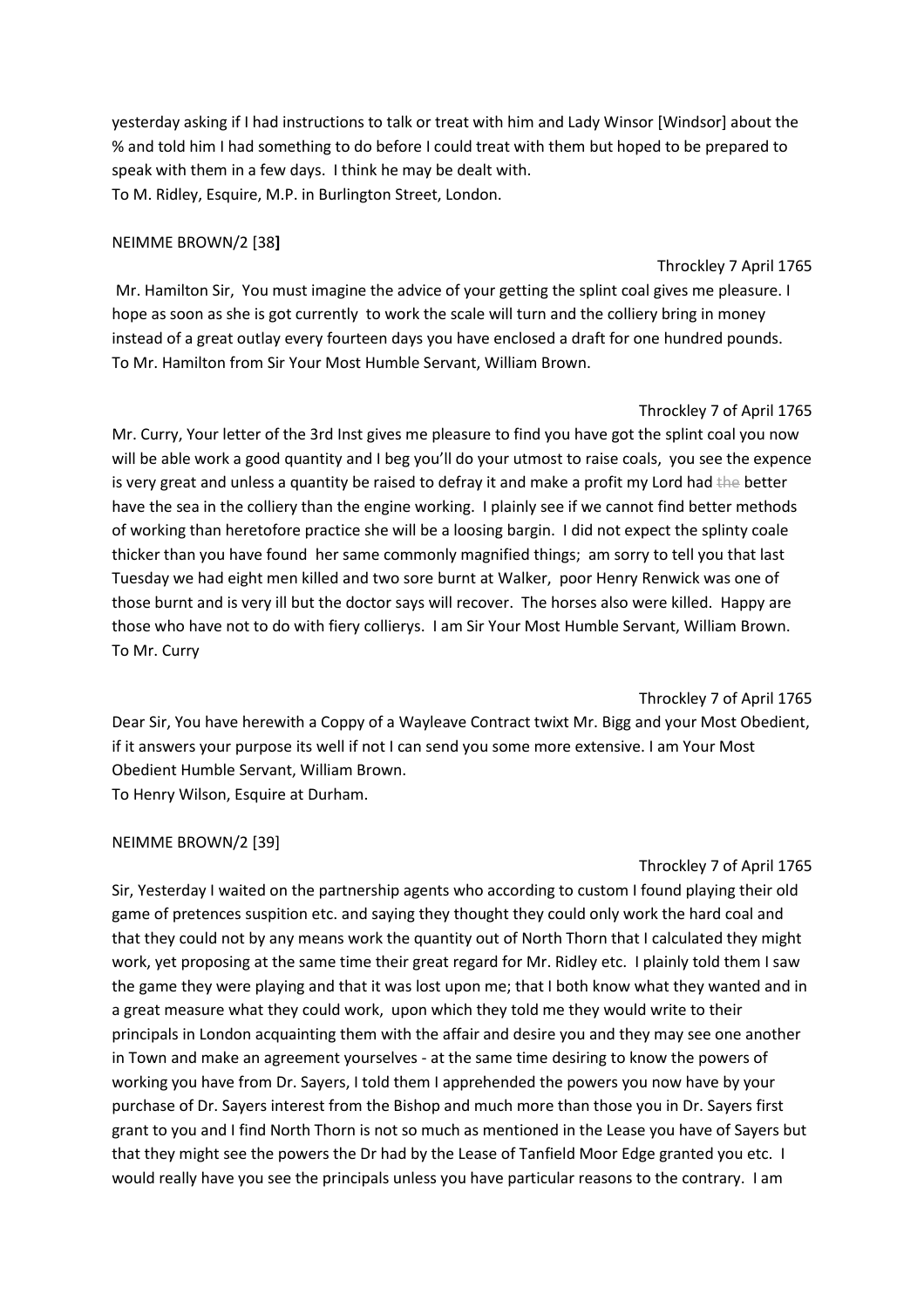yesterday asking if I had instructions to talk or treat with him and Lady Winsor [Windsor] about the % and told him I had something to do before I could treat with them but hoped to be prepared to speak with them in a few days. I think he may be dealt with.
To M. Ridley, Esquire, M.P. in Burlington Street, London.

NEIMME BROWN/2 [38]

Throckley 7 April 1765

Mr. Hamilton Sir, You must imagine the advice of your getting the splint coal gives me pleasure. I hope as soon as she is got currently to work the scale will turn and the colliery bring in money instead of a great outlay every fourteen days you have enclosed a draft for one hundred pounds.
To Mr. Hamilton from Sir Your Most Humble Servant, William Brown.

Throckley 7 of April 1765

Mr. Curry, Your letter of the 3rd Inst gives me pleasure to find you have got the splint coal you now will be able work a good quantity and I beg you'll do your utmost to raise coals, you see the expence is very great and unless a quantity be raised to defray it and make a profit my Lord had ~~the~~ better have the sea in the colliery than the engine working. I plainly see if we cannot find better methods of working than heretofore practice she will be a loosing bargin. I did not expect the splinty coale thicker than you have found her same commonly magnified things; am sorry to tell you that last Tuesday we had eight men killed and two sore burnt at Walker, poor Henry Renwick was one of those burnt and is very ill but the doctor says will recover. The horses also were killed. Happy are those who have not to do with fiery collierys. I am Sir Your Most Humble Servant, William Brown.
To Mr. Curry

Throckley 7 of April 1765

Dear Sir, You have herewith a Coppy of a Wayleave Contract twixt Mr. Bigg and your Most Obedient, if it answers your purpose its well if not I can send you some more extensive. I am Your Most Obedient Humble Servant, William Brown.
To Henry Wilson, Esquire at Durham.

NEIMME BROWN/2 [39]

Throckley 7 of April 1765

Sir, Yesterday I waited on the partnership agents who according to custom I found playing their old game of pretences suspition etc. and saying they thought they could only work the hard coal and that they could not by any means work the quantity out of North Thorn that I calculated they might work, yet proposing at the same time their great regard for Mr. Ridley etc. I plainly told them I saw the game they were playing and that it was lost upon me; that I both know what they wanted and in a great measure what they could work, upon which they told me they would write to their principals in London acquainting them with the affair and desire you and they may see one another in Town and make an agreement yourselves - at the same time desiring to know the powers of working you have from Dr. Sayers, I told them I apprehended the powers you now have by your purchase of Dr. Sayers interest from the Bishop and much more than those you in Dr. Sayers first grant to you and I find North Thorn is not so much as mentioned in the Lease you have of Sayers but that they might see the powers the Dr had by the Lease of Tanfield Moor Edge granted you etc. I would really have you see the principals unless you have particular reasons to the contrary. I am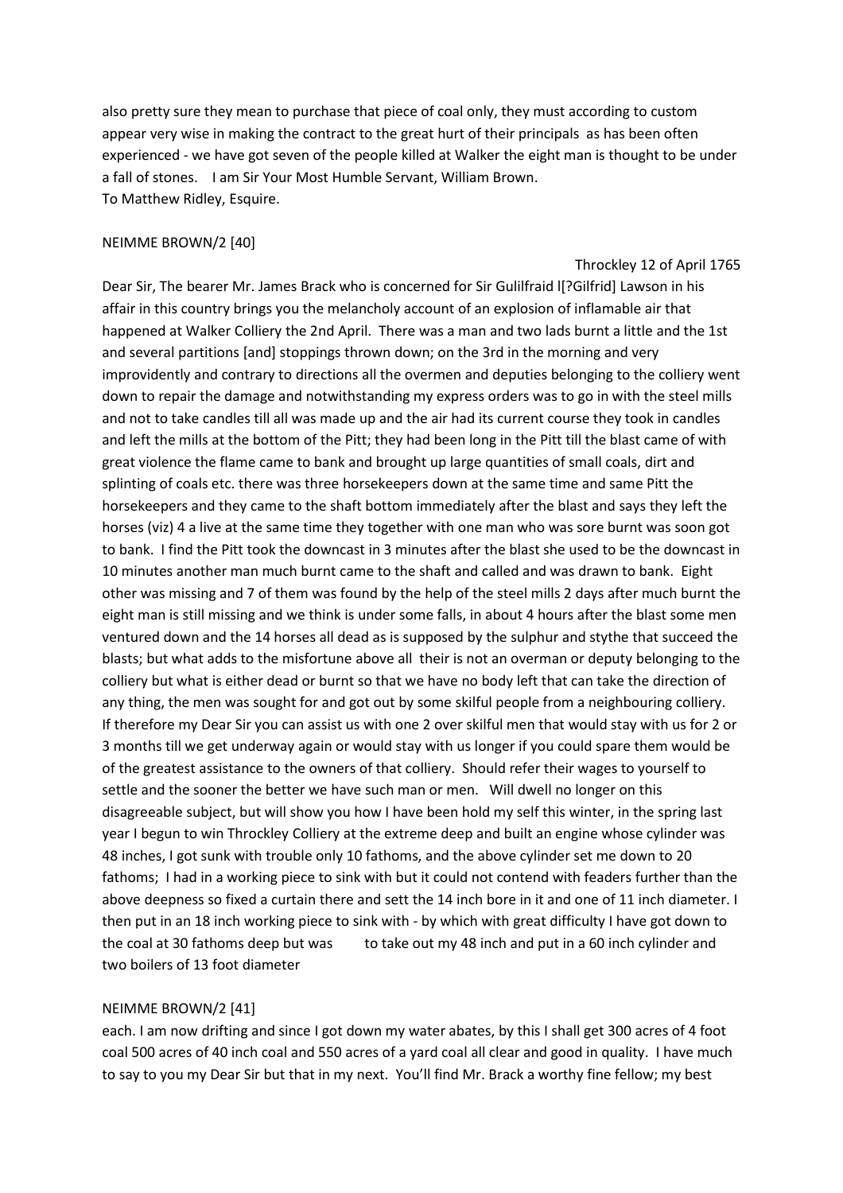also pretty sure they mean to purchase that piece of coal only, they must according to custom appear very wise in making the contract to the great hurt of their principals as has been often experienced - we have got seven of the people killed at Walker the eight man is thought to be under a fall of stones. I am Sir Your Most Humble Servant, William Brown.
To Matthew Ridley, Esquire.

NEIMME BROWN/2 [40]

Throckley 12 of April 1765

Dear Sir, The bearer Mr. James Brack who is concerned for Sir Gulilfraid l[?Gilfrid] Lawson in his affair in this country brings you the melancholy account of an explosion of inflamable air that happened at Walker Colliery the 2nd April. There was a man and two lads burnt a little and the 1st and several partitions [and] stoppings thrown down; on the 3rd in the morning and very improvidently and contrary to directions all the overmen and deputies belonging to the colliery went down to repair the damage and notwithstanding my express orders was to go in with the steel mills and not to take candles till all was made up and the air had its current course they took in candles and left the mills at the bottom of the Pitt; they had been long in the Pitt till the blast came of with great violence the flame came to bank and brought up large quantities of small coals, dirt and splinting of coals etc. there was three horsekeepers down at the same time and same Pitt the horsekeepers and they came to the shaft bottom immediately after the blast and says they left the horses (viz) 4 a live at the same time they together with one man who was sore burnt was soon got to bank. I find the Pitt took the downcast in 3 minutes after the blast she used to be the downcast in 10 minutes another man much burnt came to the shaft and called and was drawn to bank. Eight other was missing and 7 of them was found by the help of the steel mills 2 days after much burnt the eight man is still missing and we think is under some falls, in about 4 hours after the blast some men ventured down and the 14 horses all dead as is supposed by the sulphur and stythe that succeed the blasts; but what adds to the misfortune above all their is not an overman or deputy belonging to the colliery but what is either dead or burnt so that we have no body left that can take the direction of any thing, the men was sought for and got out by some skilful people from a neighbouring colliery. If therefore my Dear Sir you can assist us with one 2 over skilful men that would stay with us for 2 or 3 months till we get underway again or would stay with us longer if you could spare them would be of the greatest assistance to the owners of that colliery. Should refer their wages to yourself to settle and the sooner the better we have such man or men. Will dwell no longer on this disagreeable subject, but will show you how I have been hold my self this winter, in the spring last year I begun to win Throckley Colliery at the extreme deep and built an engine whose cylinder was 48 inches, I got sunk with trouble only 10 fathoms, and the above cylinder set me down to 20 fathoms; I had in a working piece to sink with but it could not contend with feaders further than the above deepness so fixed a curtain there and sett the 14 inch bore in it and one of 11 inch diameter. I then put in an 18 inch working piece to sink with - by which with great difficulty I have got down to the coal at 30 fathoms deep but was to take out my 48 inch and put in a 60 inch cylinder and two boilers of 13 foot diameter

NEIMME BROWN/2 [41]

each. I am now drifting and since I got down my water abates, by this I shall get 300 acres of 4 foot coal 500 acres of 40 inch coal and 550 acres of a yard coal all clear and good in quality. I have much to say to you my Dear Sir but that in my next. You'll find Mr. Brack a worthy fine fellow; my best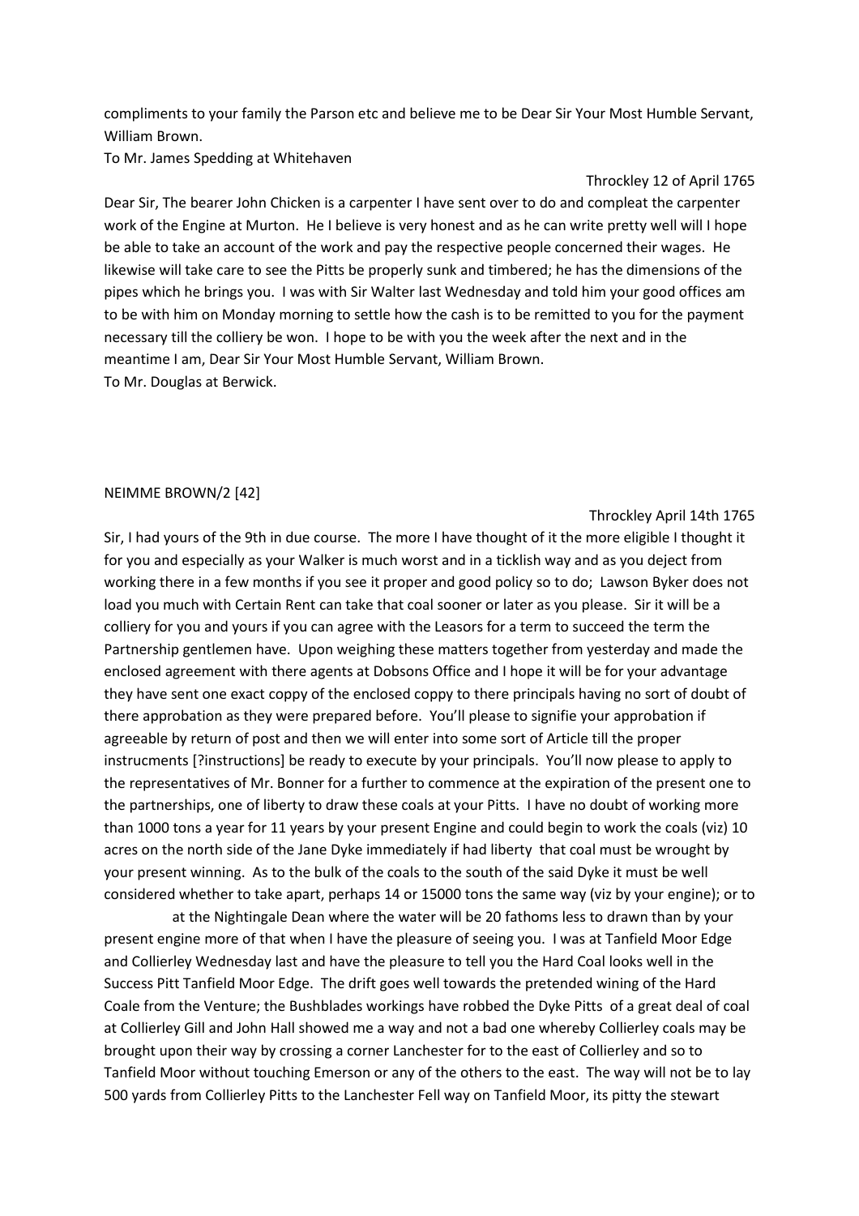compliments to your family the Parson etc and believe me to be Dear Sir Your Most Humble Servant, William Brown.

To Mr. James Spedding at Whitehaven

Throckley 12 of April 1765

Dear Sir, The bearer John Chicken is a carpenter I have sent over to do and compleat the carpenter work of the Engine at Murton. He I believe is very honest and as he can write pretty well will I hope be able to take an account of the work and pay the respective people concerned their wages. He likewise will take care to see the Pitts be properly sunk and timbered; he has the dimensions of the pipes which he brings you. I was with Sir Walter last Wednesday and told him your good offices am to be with him on Monday morning to settle how the cash is to be remitted to you for the payment necessary till the colliery be won. I hope to be with you the week after the next and in the meantime I am, Dear Sir Your Most Humble Servant, William Brown.

To Mr. Douglas at Berwick.

NEIMME BROWN/2 [42]

Throckley April 14th 1765

Sir, I had yours of the 9th in due course. The more I have thought of it the more eligible I thought it for you and especially as your Walker is much worst and in a ticklish way and as you deject from working there in a few months if you see it proper and good policy so to do; Lawson Byker does not load you much with Certain Rent can take that coal sooner or later as you please. Sir it will be a colliery for you and yours if you can agree with the Leasors for a term to succeed the term the Partnership gentlemen have. Upon weighing these matters together from yesterday and made the enclosed agreement with there agents at Dobsons Office and I hope it will be for your advantage they have sent one exact coppy of the enclosed coppy to there principals having no sort of doubt of there approbation as they were prepared before. You'll please to signifie your approbation if agreeable by return of post and then we will enter into some sort of Article till the proper instrucments [?instructions] be ready to execute by your principals. You'll now please to apply to the representatives of Mr. Bonner for a further to commence at the expiration of the present one to the partnerships, one of liberty to draw these coals at your Pitts. I have no doubt of working more than 1000 tons a year for 11 years by your present Engine and could begin to work the coals (viz) 10 acres on the north side of the Jane Dyke immediately if had liberty that coal must be wrought by your present winning. As to the bulk of the coals to the south of the said Dyke it must be well considered whether to take apart, perhaps 14 or 15000 tons the same way (viz by your engine); or to

at the Nightingale Dean where the water will be 20 fathoms less to drawn than by your present engine more of that when I have the pleasure of seeing you. I was at Tanfield Moor Edge and Collierley Wednesday last and have the pleasure to tell you the Hard Coal looks well in the Success Pitt Tanfield Moor Edge. The drift goes well towards the pretended wining of the Hard Coale from the Venture; the Bushblades workings have robbed the Dyke Pitts of a great deal of coal at Collierley Gill and John Hall showed me a way and not a bad one whereby Collierley coals may be brought upon their way by crossing a corner Lanchester for to the east of Collierley and so to Tanfield Moor without touching Emerson or any of the others to the east. The way will not be to lay 500 yards from Collierley Pitts to the Lanchester Fell way on Tanfield Moor, its pitty the stewart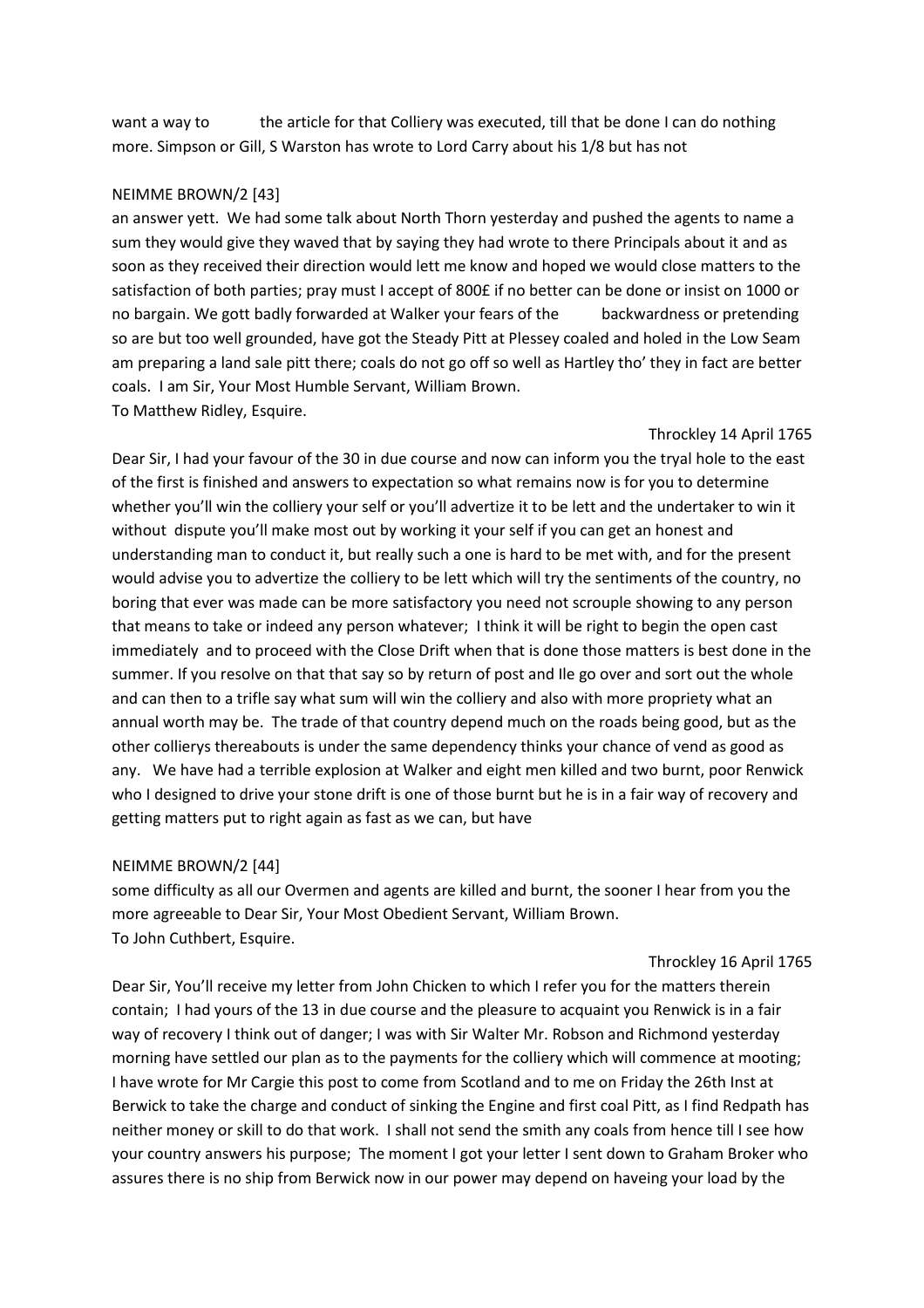want a way to        the article for that Colliery was executed, till that be done I can do nothing more. Simpson or Gill, S Warston has wrote to Lord Carry about his 1/8 but has not

NEIMME BROWN/2 [43]

an answer yett. We had some talk about North Thorn yesterday and pushed the agents to name a sum they would give they waved that by saying they had wrote to there Principals about it and as soon as they received their direction would lett me know and hoped we would close matters to the satisfaction of both parties; pray must I accept of 800£ if no better can be done or insist on 1000 or no bargain. We gott badly forwarded at Walker your fears of the        backwardness or pretending so are but too well grounded, have got the Steady Pitt at Plessey coaled and holed in the Low Seam am preparing a land sale pitt there; coals do not go off so well as Hartley tho' they in fact are better coals. I am Sir, Your Most Humble Servant, William Brown.

To Matthew Ridley, Esquire.

Throckley 14 April 1765

Dear Sir, I had your favour of the 30 in due course and now can inform you the tryal hole to the east of the first is finished and answers to expectation so what remains now is for you to determine whether you'll win the colliery your self or you'll advertize it to be lett and the undertaker to win it without dispute you'll make most out by working it your self if you can get an honest and understanding man to conduct it, but really such a one is hard to be met with, and for the present would advise you to advertize the colliery to be lett which will try the sentiments of the country, no boring that ever was made can be more satisfactory you need not scrouple showing to any person that means to take or indeed any person whatever; I think it will be right to begin the open cast immediately and to proceed with the Close Drift when that is done those matters is best done in the summer. If you resolve on that that say so by return of post and Ile go over and sort out the whole and can then to a trifle say what sum will win the colliery and also with more propriety what an annual worth may be. The trade of that country depend much on the roads being good, but as the other collierys thereabouts is under the same dependency thinks your chance of vend as good as any. We have had a terrible explosion at Walker and eight men killed and two burnt, poor Renwick who I designed to drive your stone drift is one of those burnt but he is in a fair way of recovery and getting matters put to right again as fast as we can, but have

NEIMME BROWN/2 [44]

some difficulty as all our Overmen and agents are killed and burnt, the sooner I hear from you the more agreeable to Dear Sir, Your Most Obedient Servant, William Brown.

To John Cuthbert, Esquire.

Throckley 16 April 1765

Dear Sir, You'll receive my letter from John Chicken to which I refer you for the matters therein contain; I had yours of the 13 in due course and the pleasure to acquaint you Renwick is in a fair way of recovery I think out of danger; I was with Sir Walter Mr. Robson and Richmond yesterday morning have settled our plan as to the payments for the colliery which will commence at mooting; I have wrote for Mr Cargie this post to come from Scotland and to me on Friday the 26th Inst at Berwick to take the charge and conduct of sinking the Engine and first coal Pitt, as I find Redpath has neither money or skill to do that work. I shall not send the smith any coals from hence till I see how your country answers his purpose; The moment I got your letter I sent down to Graham Broker who assures there is no ship from Berwick now in our power may depend on haveing your load by the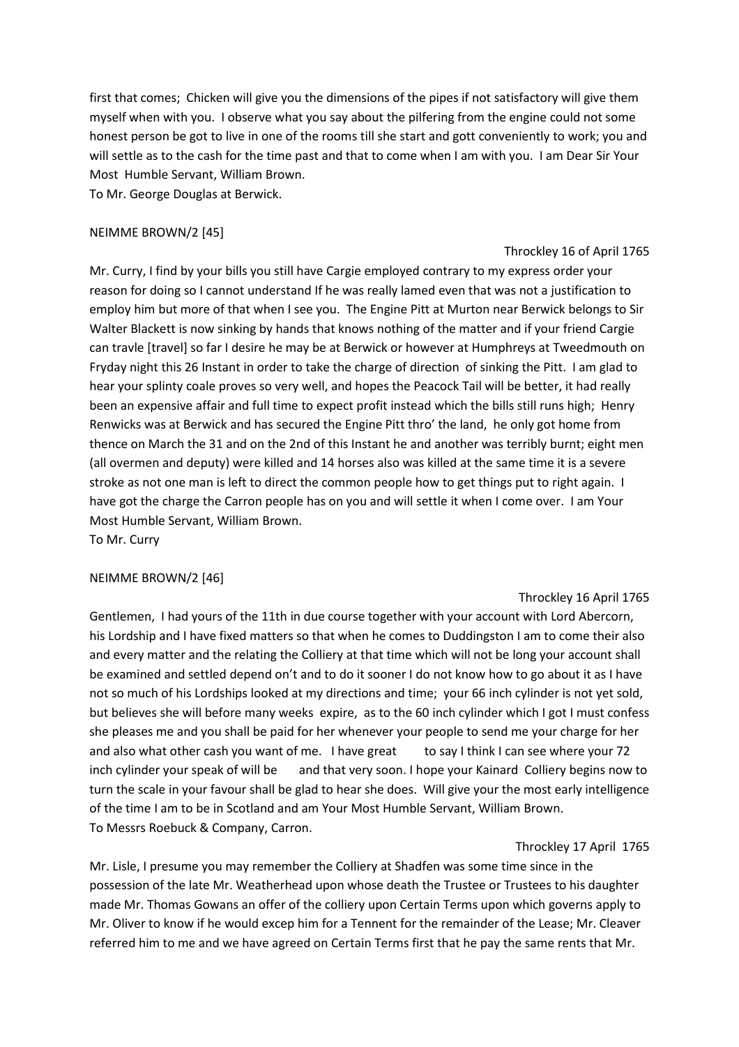first that comes; Chicken will give you the dimensions of the pipes if not satisfactory will give them myself when with you. I observe what you say about the pilfering from the engine could not some honest person be got to live in one of the rooms till she start and gott conveniently to work; you and will settle as to the cash for the time past and that to come when I am with you. I am Dear Sir Your Most Humble Servant, William Brown.
To Mr. George Douglas at Berwick.

NEIMME BROWN/2 [45]

Throckley 16 of April 1765

Mr. Curry, I find by your bills you still have Cargie employed contrary to my express order your reason for doing so I cannot understand If he was really lamed even that was not a justification to employ him but more of that when I see you. The Engine Pitt at Murton near Berwick belongs to Sir Walter Blackett is now sinking by hands that knows nothing of the matter and if your friend Cargie can travle [travel] so far I desire he may be at Berwick or however at Humphreys at Tweedmouth on Fryday night this 26 Instant in order to take the charge of direction of sinking the Pitt. I am glad to hear your splinty coale proves so very well, and hopes the Peacock Tail will be better, it had really been an expensive affair and full time to expect profit instead which the bills still runs high; Henry Renwicks was at Berwick and has secured the Engine Pitt thro' the land, he only got home from thence on March the 31 and on the 2nd of this Instant he and another was terribly burnt; eight men (all overmen and deputy) were killed and 14 horses also was killed at the same time it is a severe stroke as not one man is left to direct the common people how to get things put to right again. I have got the charge the Carron people has on you and will settle it when I come over. I am Your Most Humble Servant, William Brown.
To Mr. Curry

NEIMME BROWN/2 [46]

Throckley 16 April 1765

Gentlemen, I had yours of the 11th in due course together with your account with Lord Abercorn, his Lordship and I have fixed matters so that when he comes to Duddingston I am to come their also and every matter and the relating the Colliery at that time which will not be long your account shall be examined and settled depend on't and to do it sooner I do not know how to go about it as I have not so much of his Lordships looked at my directions and time; your 66 inch cylinder is not yet sold, but believes she will before many weeks expire, as to the 60 inch cylinder which I got I must confess she pleases me and you shall be paid for her whenever your people to send me your charge for her and also what other cash you want of me. I have great      to say I think I can see where your 72 inch cylinder your speak of will be      and that very soon. I hope your Kainard Colliery begins now to turn the scale in your favour shall be glad to hear she does. Will give your the most early intelligence of the time I am to be in Scotland and am Your Most Humble Servant, William Brown.
To Messrs Roebuck & Company, Carron.

Throckley 17 April 1765

Mr. Lisle, I presume you may remember the Colliery at Shadfen was some time since in the possession of the late Mr. Weatherhead upon whose death the Trustee or Trustees to his daughter made Mr. Thomas Gowans an offer of the colliery upon Certain Terms upon which governs apply to Mr. Oliver to know if he would excep him for a Tennent for the remainder of the Lease; Mr. Cleaver referred him to me and we have agreed on Certain Terms first that he pay the same rents that Mr.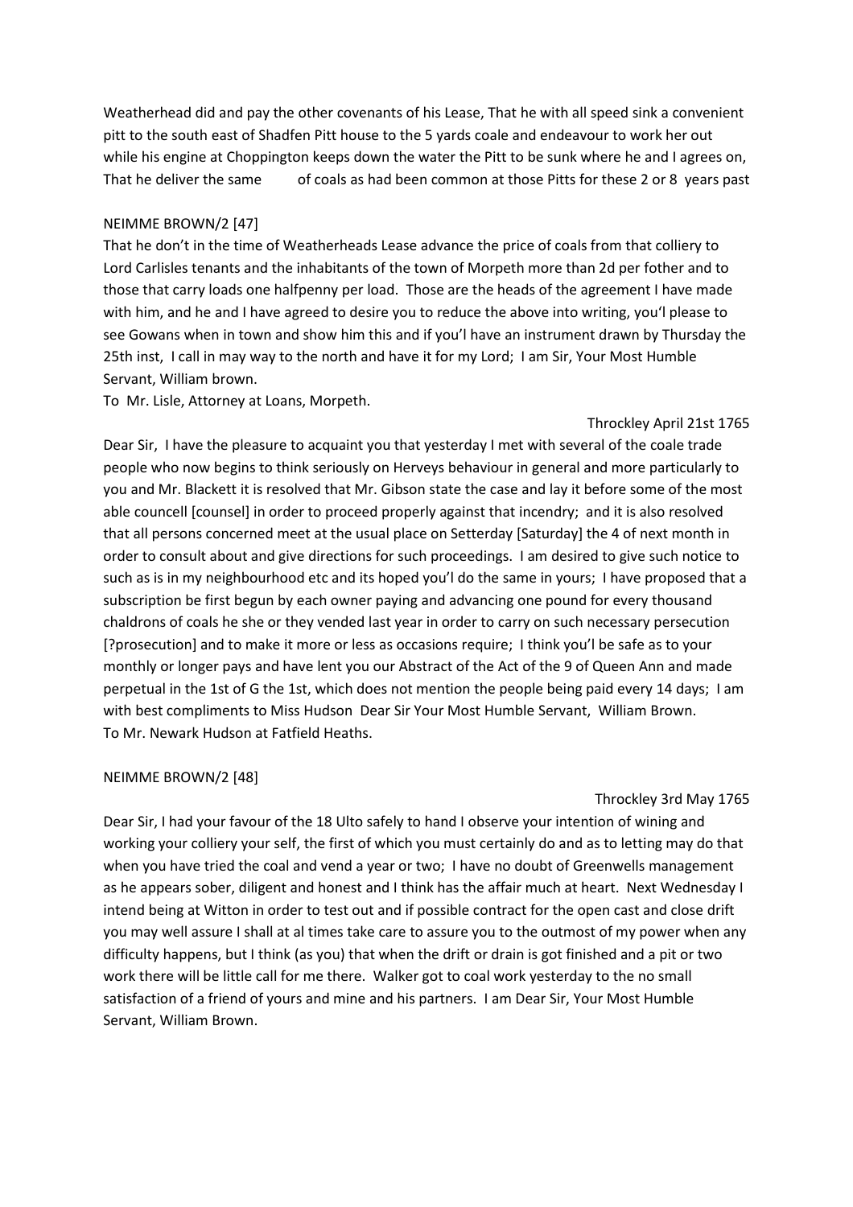Weatherhead did and pay the other covenants of his Lease, That he with all speed sink a convenient pitt to the south east of Shadfen Pitt house to the 5 yards coale and endeavour to work her out while his engine at Choppington keeps down the water the Pitt to be sunk where he and I agrees on, That he deliver the same      of coals as had been common at those Pitts for these 2 or 8 years past

NEIMME BROWN/2 [47]

That he don't in the time of Weatherheads Lease advance the price of coals from that colliery to Lord Carlisles tenants and the inhabitants of the town of Morpeth more than 2d per fother and to those that carry loads one halfpenny per load. Those are the heads of the agreement I have made with him, and he and I have agreed to desire you to reduce the above into writing, you'l please to see Gowans when in town and show him this and if you'l have an instrument drawn by Thursday the 25th inst, I call in may way to the north and have it for my Lord; I am Sir, Your Most Humble Servant, William brown.

To Mr. Lisle, Attorney at Loans, Morpeth.

Throckley April 21st 1765

Dear Sir, I have the pleasure to acquaint you that yesterday I met with several of the coale trade people who now begins to think seriously on Herveys behaviour in general and more particularly to you and Mr. Blackett it is resolved that Mr. Gibson state the case and lay it before some of the most able councell [counsel] in order to proceed properly against that incendry; and it is also resolved that all persons concerned meet at the usual place on Setterday [Saturday] the 4 of next month in order to consult about and give directions for such proceedings. I am desired to give such notice to such as is in my neighbourhood etc and its hoped you'l do the same in yours; I have proposed that a subscription be first begun by each owner paying and advancing one pound for every thousand chaldrons of coals he she or they vended last year in order to carry on such necessary persecution [?prosecution] and to make it more or less as occasions require; I think you'l be safe as to your monthly or longer pays and have lent you our Abstract of the Act of the 9 of Queen Ann and made perpetual in the 1st of G the 1st, which does not mention the people being paid every 14 days; I am with best compliments to Miss Hudson Dear Sir Your Most Humble Servant, William Brown.

To Mr. Newark Hudson at Fatfield Heaths.

NEIMME BROWN/2 [48]

Throckley 3rd May 1765

Dear Sir, I had your favour of the 18 Ulto safely to hand I observe your intention of wining and working your colliery your self, the first of which you must certainly do and as to letting may do that when you have tried the coal and vend a year or two; I have no doubt of Greenwells management as he appears sober, diligent and honest and I think has the affair much at heart. Next Wednesday I intend being at Witton in order to test out and if possible contract for the open cast and close drift you may well assure I shall at al times take care to assure you to the outmost of my power when any difficulty happens, but I think (as you) that when the drift or drain is got finished and a pit or two work there will be little call for me there. Walker got to coal work yesterday to the no small satisfaction of a friend of yours and mine and his partners. I am Dear Sir, Your Most Humble Servant, William Brown.